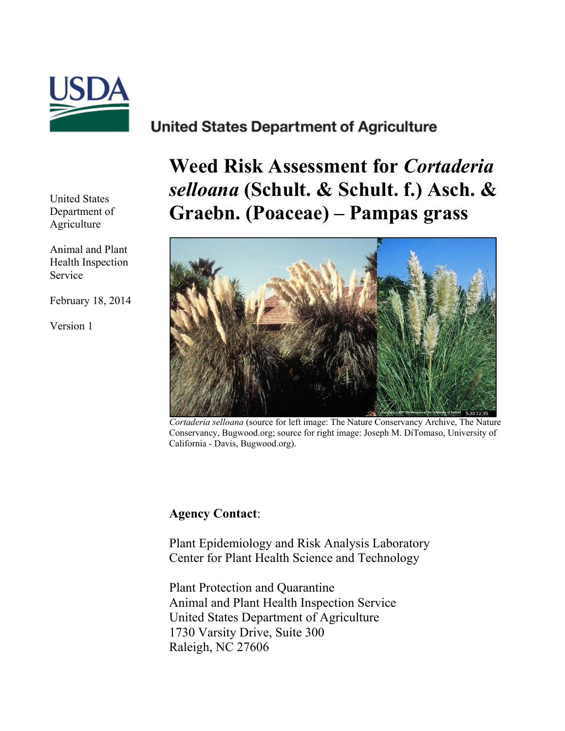USDA

United States Department of Agriculture

United States Department of Agriculture

Animal and Plant Health Inspection Service

February 18, 2014

Version 1

# Weed Risk Assessment for *Cortaderia selloana* (Schult. & Schult. f.) Asch. & Graebn. (Poaceae) – Pampas grass

*Cortaderia selloana* (source for left image: The Nature Conservancy Archive, The Nature Conservancy, Bugwood.org; source for right image: Joseph M. DiTomaso, University of California - Davis, Bugwood.org).

**Agency Contact**:

Plant Epidemiology and Risk Analysis Laboratory
Center for Plant Health Science and Technology

Plant Protection and Quarantine
Animal and Plant Health Inspection Service
United States Department of Agriculture
1730 Varsity Drive, Suite 300
Raleigh, NC 27606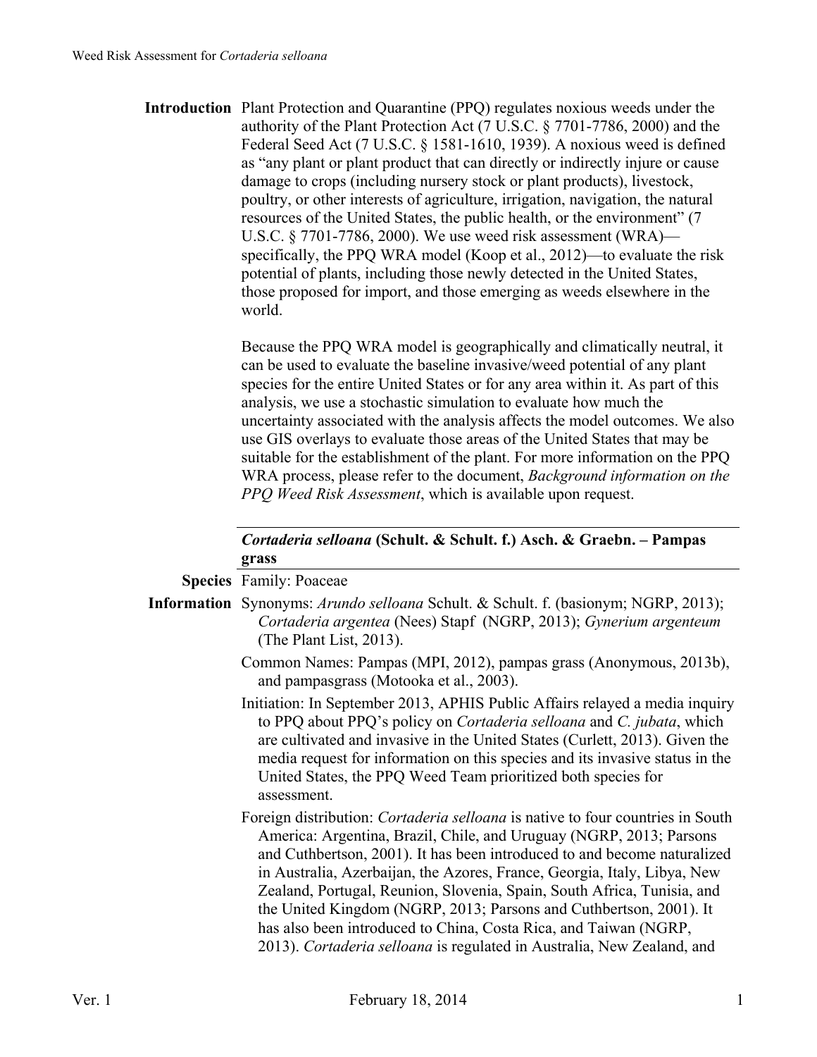**Introduction** Plant Protection and Quarantine (PPQ) regulates noxious weeds under the authority of the Plant Protection Act (7 U.S.C. § 7701-7786, 2000) and the Federal Seed Act (7 U.S.C. § 1581-1610, 1939). A noxious weed is defined as "any plant or plant product that can directly or indirectly injure or cause damage to crops (including nursery stock or plant products), livestock, poultry, or other interests of agriculture, irrigation, navigation, the natural resources of the United States, the public health, or the environment" (7 U.S.C. § 7701-7786, 2000). We use weed risk assessment (WRA)—specifically, the PPQ WRA model (Koop et al., 2012)—to evaluate the risk potential of plants, including those newly detected in the United States, those proposed for import, and those emerging as weeds elsewhere in the world.

Because the PPQ WRA model is geographically and climatically neutral, it can be used to evaluate the baseline invasive/weed potential of any plant species for the entire United States or for any area within it. As part of this analysis, we use a stochastic simulation to evaluate how much the uncertainty associated with the analysis affects the model outcomes. We also use GIS overlays to evaluate those areas of the United States that may be suitable for the establishment of the plant. For more information on the PPQ WRA process, please refer to the document, *Background information on the PPQ Weed Risk Assessment*, which is available upon request.

---

***Cortaderia selloana*** **(Schult. & Schult. f.) Asch. & Graebn. – Pampas grass**

---

**Species Information** Family: Poaceae

Synonyms: *Arundo selloana* Schult. & Schult. f. (basionym; NGRP, 2013); *Cortaderia argentea* (Nees) Stapf (NGRP, 2013); *Gynerium argenteum* (The Plant List, 2013).

Common Names: Pampas (MPI, 2012), pampas grass (Anonymous, 2013b), and pampasgrass (Motooka et al., 2003).

Initiation: In September 2013, APHIS Public Affairs relayed a media inquiry to PPQ about PPQ's policy on *Cortaderia selloana* and *C. jubata*, which are cultivated and invasive in the United States (Curlett, 2013). Given the media request for information on this species and its invasive status in the United States, the PPQ Weed Team prioritized both species for assessment.

Foreign distribution: *Cortaderia selloana* is native to four countries in South America: Argentina, Brazil, Chile, and Uruguay (NGRP, 2013; Parsons and Cuthbertson, 2001). It has been introduced to and become naturalized in Australia, Azerbaijan, the Azores, France, Georgia, Italy, Libya, New Zealand, Portugal, Reunion, Slovenia, Spain, South Africa, Tunisia, and the United Kingdom (NGRP, 2013; Parsons and Cuthbertson, 2001). It has also been introduced to China, Costa Rica, and Taiwan (NGRP, 2013). *Cortaderia selloana* is regulated in Australia, New Zealand, and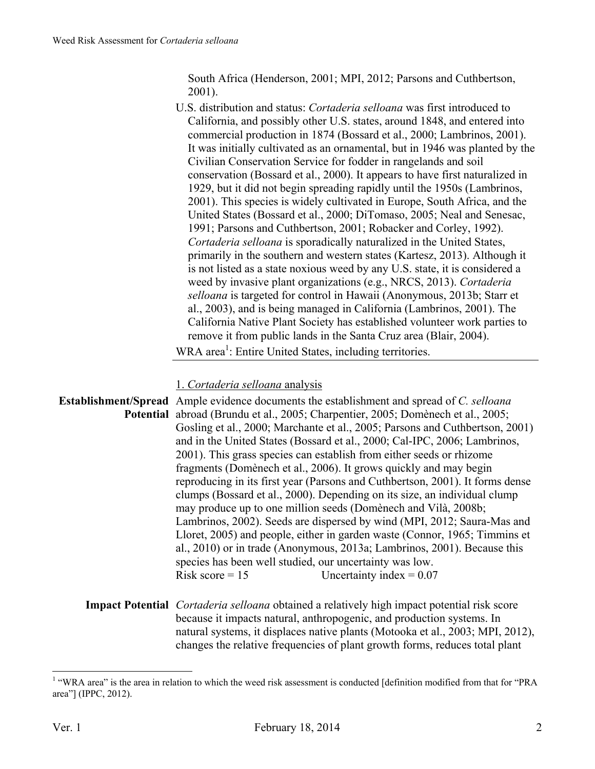South Africa (Henderson, 2001; MPI, 2012; Parsons and Cuthbertson, 2001).

U.S. distribution and status: *Cortaderia selloana* was first introduced to California, and possibly other U.S. states, around 1848, and entered into commercial production in 1874 (Bossard et al., 2000; Lambrinos, 2001). It was initially cultivated as an ornamental, but in 1946 was planted by the Civilian Conservation Service for fodder in rangelands and soil conservation (Bossard et al., 2000). It appears to have first naturalized in 1929, but it did not begin spreading rapidly until the 1950s (Lambrinos, 2001). This species is widely cultivated in Europe, South Africa, and the United States (Bossard et al., 2000; DiTomaso, 2005; Neal and Senesac, 1991; Parsons and Cuthbertson, 2001; Robacker and Corley, 1992). *Cortaderia selloana* is sporadically naturalized in the United States, primarily in the southern and western states (Kartesz, 2013). Although it is not listed as a state noxious weed by any U.S. state, it is considered a weed by invasive plant organizations (e.g., NRCS, 2013). *Cortaderia selloana* is targeted for control in Hawaii (Anonymous, 2013b; Starr et al., 2003), and is being managed in California (Lambrinos, 2001). The California Native Plant Society has established volunteer work parties to remove it from public lands in the Santa Cruz area (Blair, 2004).

WRA area[1]: Entire United States, including territories.

## 1. *Cortaderia selloana* analysis

**Establishment/Spread Potential** Ample evidence documents the establishment and spread of *C. selloana* abroad (Brundu et al., 2005; Charpentier, 2005; Domènech et al., 2005; Gosling et al., 2000; Marchante et al., 2005; Parsons and Cuthbertson, 2001) and in the United States (Bossard et al., 2000; Cal-IPC, 2006; Lambrinos, 2001). This grass species can establish from either seeds or rhizome fragments (Domènech et al., 2006). It grows quickly and may begin reproducing in its first year (Parsons and Cuthbertson, 2001). It forms dense clumps (Bossard et al., 2000). Depending on its size, an individual clump may produce up to one million seeds (Domènech and Vilà, 2008b; Lambrinos, 2002). Seeds are dispersed by wind (MPI, 2012; Saura-Mas and Lloret, 2005) and people, either in garden waste (Connor, 1965; Timmins et al., 2010) or in trade (Anonymous, 2013a; Lambrinos, 2001). Because this species has been well studied, our uncertainty was low.

Risk score = 15 Uncertainty index = 0.07

**Impact Potential** *Cortaderia selloana* obtained a relatively high impact potential risk score because it impacts natural, anthropogenic, and production systems. In natural systems, it displaces native plants (Motooka et al., 2003; MPI, 2012), changes the relative frequencies of plant growth forms, reduces total plant

[1] "WRA area" is the area in relation to which the weed risk assessment is conducted [definition modified from that for "PRA area"] (IPPC, 2012).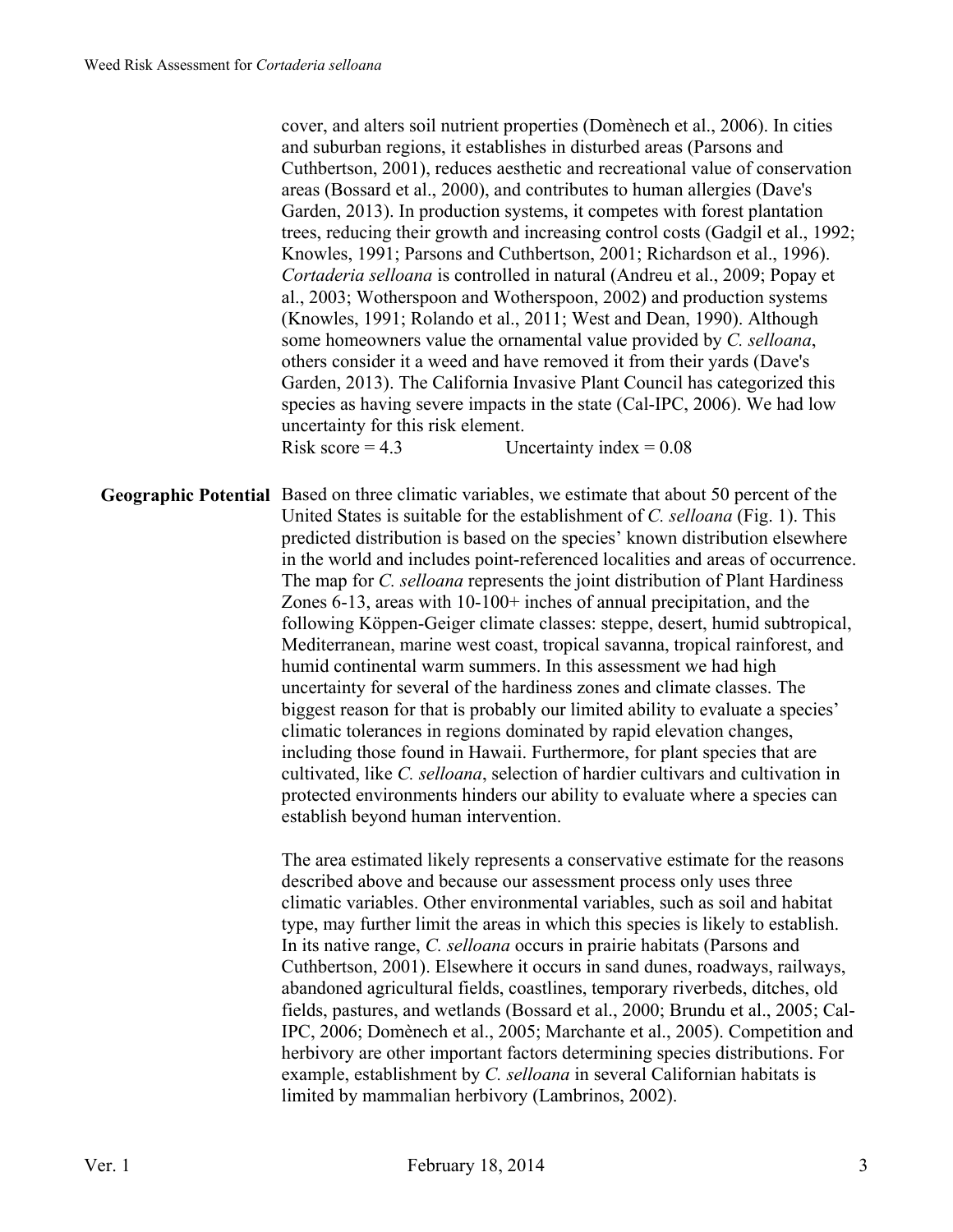cover, and alters soil nutrient properties (Domènech et al., 2006). In cities and suburban regions, it establishes in disturbed areas (Parsons and Cuthbertson, 2001), reduces aesthetic and recreational value of conservation areas (Bossard et al., 2000), and contributes to human allergies (Dave's Garden, 2013). In production systems, it competes with forest plantation trees, reducing their growth and increasing control costs (Gadgil et al., 1992; Knowles, 1991; Parsons and Cuthbertson, 2001; Richardson et al., 1996). *Cortaderia selloana* is controlled in natural (Andreu et al., 2009; Popay et al., 2003; Wotherspoon and Wotherspoon, 2002) and production systems (Knowles, 1991; Rolando et al., 2011; West and Dean, 1990). Although some homeowners value the ornamental value provided by *C. selloana*, others consider it a weed and have removed it from their yards (Dave's Garden, 2013). The California Invasive Plant Council has categorized this species as having severe impacts in the state (Cal-IPC, 2006). We had low uncertainty for this risk element.
Risk score = 4.3 Uncertainty index = 0.08

**Geographic Potential** Based on three climatic variables, we estimate that about 50 percent of the United States is suitable for the establishment of *C. selloana* (Fig. 1). This predicted distribution is based on the species' known distribution elsewhere in the world and includes point-referenced localities and areas of occurrence. The map for *C. selloana* represents the joint distribution of Plant Hardiness Zones 6-13, areas with 10-100+ inches of annual precipitation, and the following Köppen-Geiger climate classes: steppe, desert, humid subtropical, Mediterranean, marine west coast, tropical savanna, tropical rainforest, and humid continental warm summers. In this assessment we had high uncertainty for several of the hardiness zones and climate classes. The biggest reason for that is probably our limited ability to evaluate a species' climatic tolerances in regions dominated by rapid elevation changes, including those found in Hawaii. Furthermore, for plant species that are cultivated, like *C. selloana*, selection of hardier cultivars and cultivation in protected environments hinders our ability to evaluate where a species can establish beyond human intervention.

The area estimated likely represents a conservative estimate for the reasons described above and because our assessment process only uses three climatic variables. Other environmental variables, such as soil and habitat type, may further limit the areas in which this species is likely to establish. In its native range, *C. selloana* occurs in prairie habitats (Parsons and Cuthbertson, 2001). Elsewhere it occurs in sand dunes, roadways, railways, abandoned agricultural fields, coastlines, temporary riverbeds, ditches, old fields, pastures, and wetlands (Bossard et al., 2000; Brundu et al., 2005; Cal-IPC, 2006; Domènech et al., 2005; Marchante et al., 2005). Competition and herbivory are other important factors determining species distributions. For example, establishment by *C. selloana* in several Californian habitats is limited by mammalian herbivory (Lambrinos, 2002).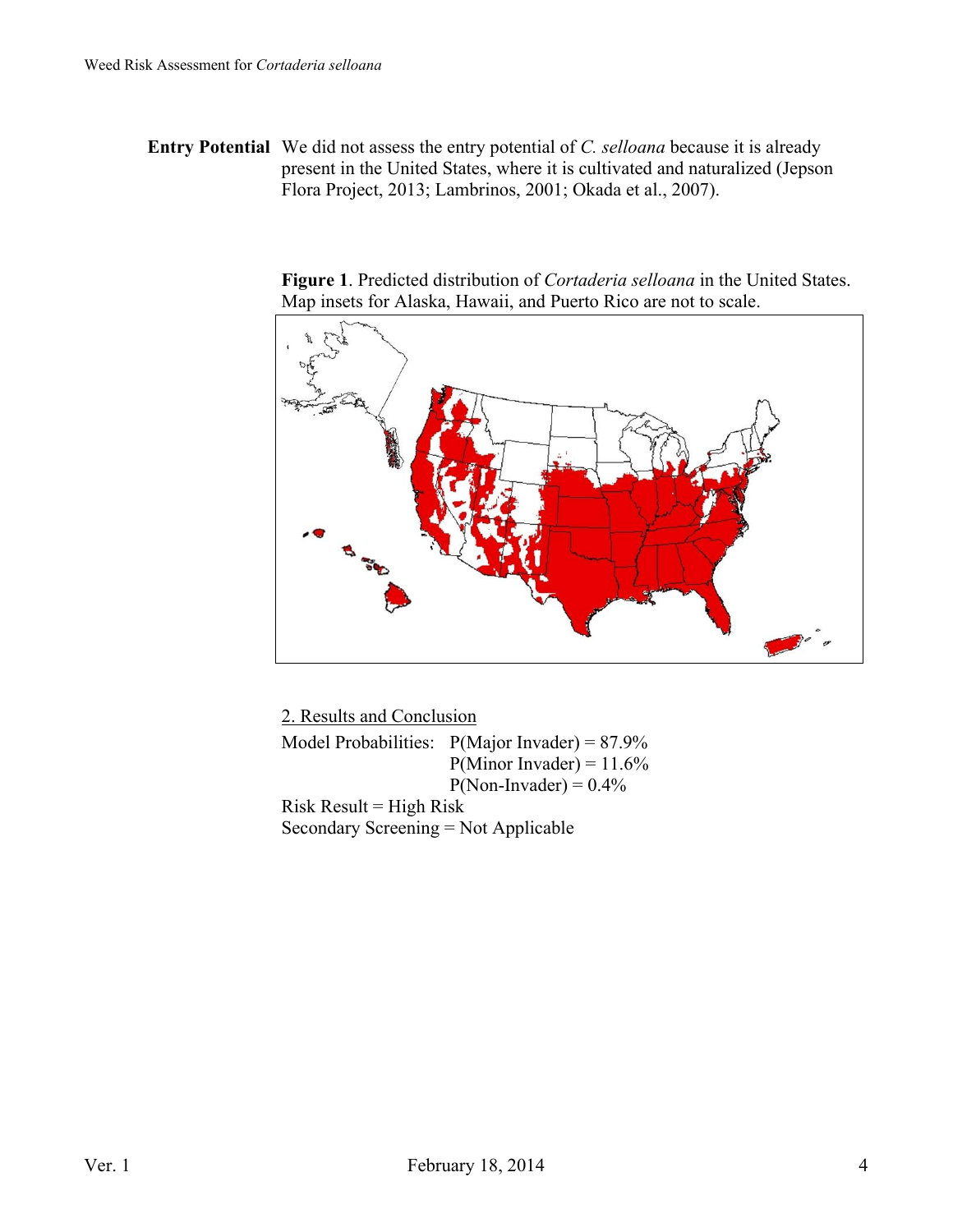**Entry Potential** We did not assess the entry potential of *C. selloana* because it is already present in the United States, where it is cultivated and naturalized (Jepson Flora Project, 2013; Lambrinos, 2001; Okada et al., 2007).

**Figure 1**. Predicted distribution of *Cortaderia selloana* in the United States. Map insets for Alaska, Hawaii, and Puerto Rico are not to scale.

2. Results and Conclusion

Model Probabilities: P(Major Invader) = 87.9%
P(Minor Invader) = 11.6%
P(Non-Invader) = 0.4%

Risk Result = High Risk

Secondary Screening = Not Applicable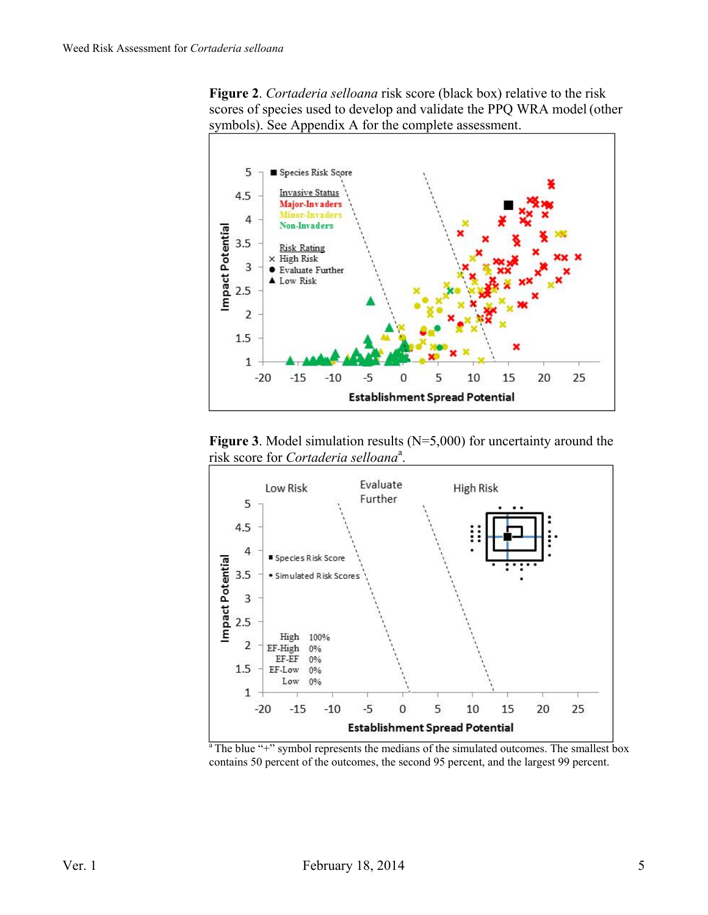**Figure 2**. *Cortaderia selloana* risk score (black box) relative to the risk scores of species used to develop and validate the PPQ WRA model (other symbols). See Appendix A for the complete assessment.

Species Risk Score

Invasive Status
Major-Invaders
Minor-Invaders
Non-Invaders

Risk Rating
× High Risk
● Evaluate Further
▲ Low Risk

Impact Potential
5
4.5
4
3.5
3
2.5
2
1.5
1

-20 -15 -10 -5 0 5 10 15 20 25
Establishment Spread Potential

**Figure 3**. Model simulation results (N=5,000) for uncertainty around the risk score for *Cortaderia selloana*[a].

Low Risk
Evaluate Further
High Risk

Species Risk Score
Simulated Risk Scores

High 100%
EF-High 0%
EF-EF 0%
EF-Low 0%
Low 0%

Impact Potential
5
4.5
4
3.5
3
2.5
2
1.5
1

-20 -15 -10 -5 0 5 10 15 20 25
Establishment Spread Potential

[a] The blue "+" symbol represents the medians of the simulated outcomes. The smallest box contains 50 percent of the outcomes, the second 95 percent, and the largest 99 percent.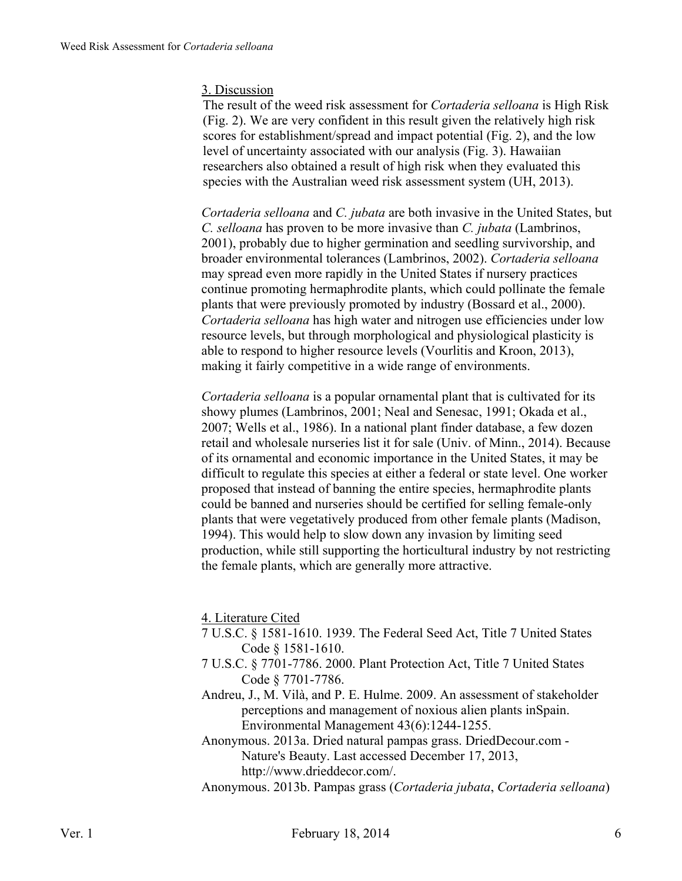## 3. Discussion

The result of the weed risk assessment for *Cortaderia selloana* is High Risk (Fig. 2). We are very confident in this result given the relatively high risk scores for establishment/spread and impact potential (Fig. 2), and the low level of uncertainty associated with our analysis (Fig. 3). Hawaiian researchers also obtained a result of high risk when they evaluated this species with the Australian weed risk assessment system (UH, 2013).

*Cortaderia selloana* and *C. jubata* are both invasive in the United States, but *C. selloana* has proven to be more invasive than *C. jubata* (Lambrinos, 2001), probably due to higher germination and seedling survivorship, and broader environmental tolerances (Lambrinos, 2002). *Cortaderia selloana* may spread even more rapidly in the United States if nursery practices continue promoting hermaphrodite plants, which could pollinate the female plants that were previously promoted by industry (Bossard et al., 2000). *Cortaderia selloana* has high water and nitrogen use efficiencies under low resource levels, but through morphological and physiological plasticity is able to respond to higher resource levels (Vourlitis and Kroon, 2013), making it fairly competitive in a wide range of environments.

*Cortaderia selloana* is a popular ornamental plant that is cultivated for its showy plumes (Lambrinos, 2001; Neal and Senesac, 1991; Okada et al., 2007; Wells et al., 1986). In a national plant finder database, a few dozen retail and wholesale nurseries list it for sale (Univ. of Minn., 2014). Because of its ornamental and economic importance in the United States, it may be difficult to regulate this species at either a federal or state level. One worker proposed that instead of banning the entire species, hermaphrodite plants could be banned and nurseries should be certified for selling female-only plants that were vegetatively produced from other female plants (Madison, 1994). This would help to slow down any invasion by limiting seed production, while still supporting the horticultural industry by not restricting the female plants, which are generally more attractive.

## 4. Literature Cited

7 U.S.C. § 1581-1610. 1939. The Federal Seed Act, Title 7 United States Code § 1581-1610.

7 U.S.C. § 7701-7786. 2000. Plant Protection Act, Title 7 United States Code § 7701-7786.

Andreu, J., M. Vilà, and P. E. Hulme. 2009. An assessment of stakeholder perceptions and management of noxious alien plants inSpain. Environmental Management 43(6):1244-1255.

Anonymous. 2013a. Dried natural pampas grass. DriedDecour.com - Nature's Beauty. Last accessed December 17, 2013, http://www.drieddecor.com/.

Anonymous. 2013b. Pampas grass (*Cortaderia jubata*, *Cortaderia selloana*)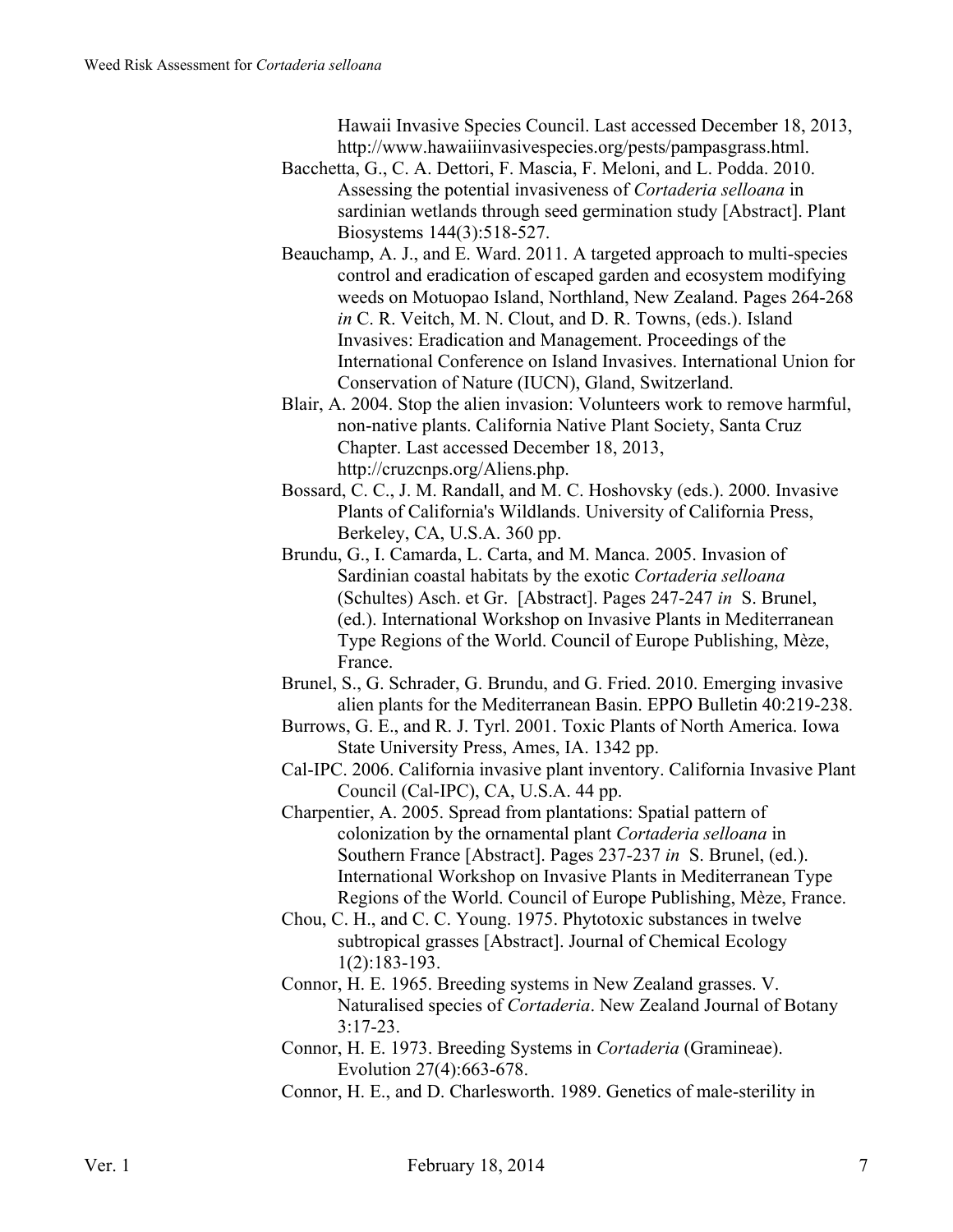Hawaii Invasive Species Council. Last accessed December 18, 2013, http://www.hawaiiinvasivespecies.org/pests/pampasgrass.html.

Bacchetta, G., C. A. Dettori, F. Mascia, F. Meloni, and L. Podda. 2010. Assessing the potential invasiveness of *Cortaderia selloana* in sardinian wetlands through seed germination study [Abstract]. Plant Biosystems 144(3):518-527.

Beauchamp, A. J., and E. Ward. 2011. A targeted approach to multi-species control and eradication of escaped garden and ecosystem modifying weeds on Motuopao Island, Northland, New Zealand. Pages 264-268 *in* C. R. Veitch, M. N. Clout, and D. R. Towns, (eds.). Island Invasives: Eradication and Management. Proceedings of the International Conference on Island Invasives. International Union for Conservation of Nature (IUCN), Gland, Switzerland.

Blair, A. 2004. Stop the alien invasion: Volunteers work to remove harmful, non-native plants. California Native Plant Society, Santa Cruz Chapter. Last accessed December 18, 2013, http://cruzcnps.org/Aliens.php.

Bossard, C. C., J. M. Randall, and M. C. Hoshovsky (eds.). 2000. Invasive Plants of California's Wildlands. University of California Press, Berkeley, CA, U.S.A. 360 pp.

Brundu, G., I. Camarda, L. Carta, and M. Manca. 2005. Invasion of Sardinian coastal habitats by the exotic *Cortaderia selloana* (Schultes) Asch. et Gr. [Abstract]. Pages 247-247 *in* S. Brunel, (ed.). International Workshop on Invasive Plants in Mediterranean Type Regions of the World. Council of Europe Publishing, Mèze, France.

Brunel, S., G. Schrader, G. Brundu, and G. Fried. 2010. Emerging invasive alien plants for the Mediterranean Basin. EPPO Bulletin 40:219-238.

Burrows, G. E., and R. J. Tyrl. 2001. Toxic Plants of North America. Iowa State University Press, Ames, IA. 1342 pp.

Cal-IPC. 2006. California invasive plant inventory. California Invasive Plant Council (Cal-IPC), CA, U.S.A. 44 pp.

Charpentier, A. 2005. Spread from plantations: Spatial pattern of colonization by the ornamental plant *Cortaderia selloana* in Southern France [Abstract]. Pages 237-237 *in* S. Brunel, (ed.). International Workshop on Invasive Plants in Mediterranean Type Regions of the World. Council of Europe Publishing, Mèze, France.

Chou, C. H., and C. C. Young. 1975. Phytotoxic substances in twelve subtropical grasses [Abstract]. Journal of Chemical Ecology 1(2):183-193.

Connor, H. E. 1965. Breeding systems in New Zealand grasses. V. Naturalised species of *Cortaderia*. New Zealand Journal of Botany 3:17-23.

Connor, H. E. 1973. Breeding Systems in *Cortaderia* (Gramineae). Evolution 27(4):663-678.

Connor, H. E., and D. Charlesworth. 1989. Genetics of male-sterility in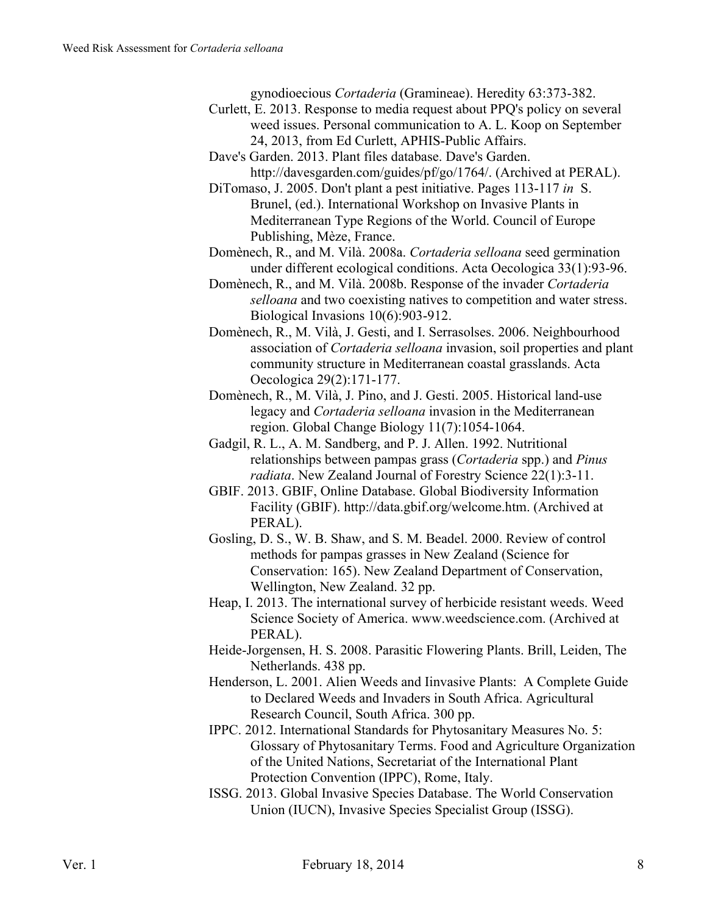gynodioecious *Cortaderia* (Gramineae). Heredity 63:373-382.

Curlett, E. 2013. Response to media request about PPQ's policy on several weed issues. Personal communication to A. L. Koop on September 24, 2013, from Ed Curlett, APHIS-Public Affairs.

Dave's Garden. 2013. Plant files database. Dave's Garden. http://davesgarden.com/guides/pf/go/1764/. (Archived at PERAL).

DiTomaso, J. 2005. Don't plant a pest initiative. Pages 113-117 *in* S. Brunel, (ed.). International Workshop on Invasive Plants in Mediterranean Type Regions of the World. Council of Europe Publishing, Mèze, France.

Domènech, R., and M. Vilà. 2008a. *Cortaderia selloana* seed germination under different ecological conditions. Acta Oecologica 33(1):93-96.

Domènech, R., and M. Vilà. 2008b. Response of the invader *Cortaderia selloana* and two coexisting natives to competition and water stress. Biological Invasions 10(6):903-912.

Domènech, R., M. Vilà, J. Gesti, and I. Serrasolses. 2006. Neighbourhood association of *Cortaderia selloana* invasion, soil properties and plant community structure in Mediterranean coastal grasslands. Acta Oecologica 29(2):171-177.

Domènech, R., M. Vilà, J. Pino, and J. Gesti. 2005. Historical land-use legacy and *Cortaderia selloana* invasion in the Mediterranean region. Global Change Biology 11(7):1054-1064.

Gadgil, R. L., A. M. Sandberg, and P. J. Allen. 1992. Nutritional relationships between pampas grass (*Cortaderia* spp.) and *Pinus radiata*. New Zealand Journal of Forestry Science 22(1):3-11.

GBIF. 2013. GBIF, Online Database. Global Biodiversity Information Facility (GBIF). http://data.gbif.org/welcome.htm. (Archived at PERAL).

Gosling, D. S., W. B. Shaw, and S. M. Beadel. 2000. Review of control methods for pampas grasses in New Zealand (Science for Conservation: 165). New Zealand Department of Conservation, Wellington, New Zealand. 32 pp.

Heap, I. 2013. The international survey of herbicide resistant weeds. Weed Science Society of America. www.weedscience.com. (Archived at PERAL).

Heide-Jorgensen, H. S. 2008. Parasitic Flowering Plants. Brill, Leiden, The Netherlands. 438 pp.

Henderson, L. 2001. Alien Weeds and Iinvasive Plants: A Complete Guide to Declared Weeds and Invaders in South Africa. Agricultural Research Council, South Africa. 300 pp.

IPPC. 2012. International Standards for Phytosanitary Measures No. 5: Glossary of Phytosanitary Terms. Food and Agriculture Organization of the United Nations, Secretariat of the International Plant Protection Convention (IPPC), Rome, Italy.

ISSG. 2013. Global Invasive Species Database. The World Conservation Union (IUCN), Invasive Species Specialist Group (ISSG).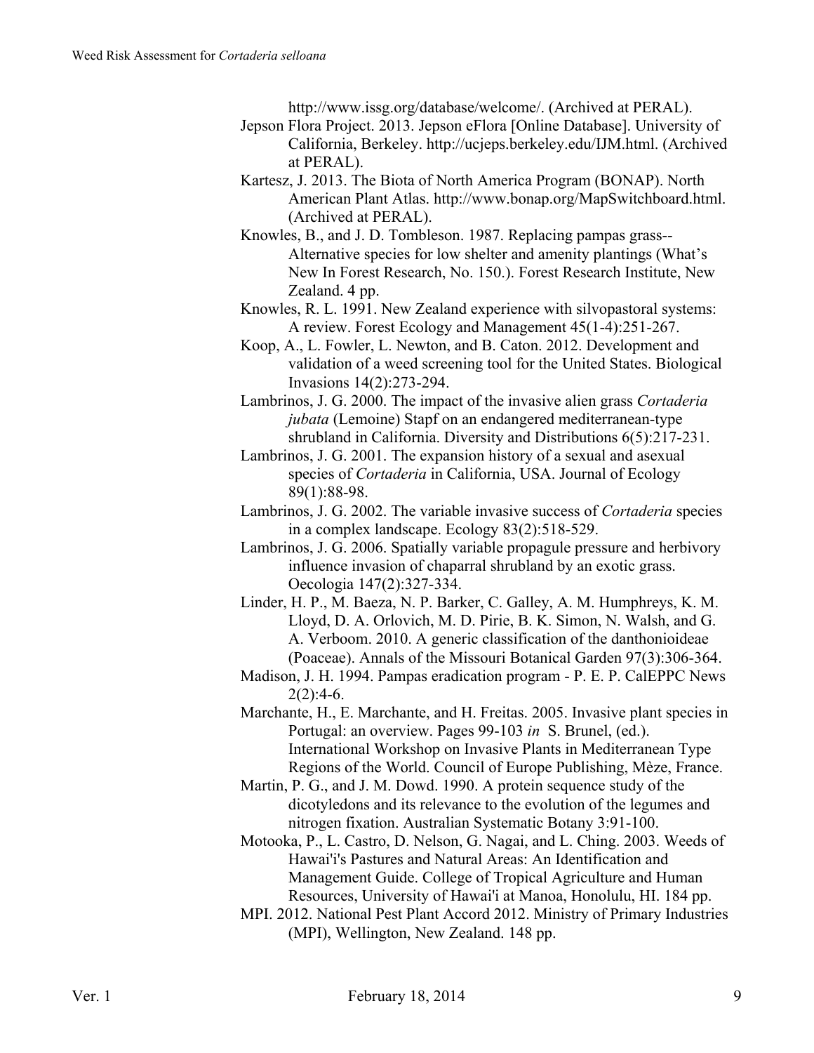http://www.issg.org/database/welcome/. (Archived at PERAL).

Jepson Flora Project. 2013. Jepson eFlora [Online Database]. University of California, Berkeley. http://ucjeps.berkeley.edu/IJM.html. (Archived at PERAL).

Kartesz, J. 2013. The Biota of North America Program (BONAP). North American Plant Atlas. http://www.bonap.org/MapSwitchboard.html. (Archived at PERAL).

Knowles, B., and J. D. Tombleson. 1987. Replacing pampas grass--Alternative species for low shelter and amenity plantings (What's New In Forest Research, No. 150.). Forest Research Institute, New Zealand. 4 pp.

Knowles, R. L. 1991. New Zealand experience with silvopastoral systems: A review. Forest Ecology and Management 45(1-4):251-267.

Koop, A., L. Fowler, L. Newton, and B. Caton. 2012. Development and validation of a weed screening tool for the United States. Biological Invasions 14(2):273-294.

Lambrinos, J. G. 2000. The impact of the invasive alien grass *Cortaderia jubata* (Lemoine) Stapf on an endangered mediterranean-type shrubland in California. Diversity and Distributions 6(5):217-231.

Lambrinos, J. G. 2001. The expansion history of a sexual and asexual species of *Cortaderia* in California, USA. Journal of Ecology 89(1):88-98.

Lambrinos, J. G. 2002. The variable invasive success of *Cortaderia* species in a complex landscape. Ecology 83(2):518-529.

Lambrinos, J. G. 2006. Spatially variable propagule pressure and herbivory influence invasion of chaparral shrubland by an exotic grass. Oecologia 147(2):327-334.

Linder, H. P., M. Baeza, N. P. Barker, C. Galley, A. M. Humphreys, K. M. Lloyd, D. A. Orlovich, M. D. Pirie, B. K. Simon, N. Walsh, and G. A. Verboom. 2010. A generic classification of the danthonioideae (Poaceae). Annals of the Missouri Botanical Garden 97(3):306-364.

Madison, J. H. 1994. Pampas eradication program - P. E. P. CalEPPC News 2(2):4-6.

Marchante, H., E. Marchante, and H. Freitas. 2005. Invasive plant species in Portugal: an overview. Pages 99-103 *in* S. Brunel, (ed.). International Workshop on Invasive Plants in Mediterranean Type Regions of the World. Council of Europe Publishing, Mèze, France.

Martin, P. G., and J. M. Dowd. 1990. A protein sequence study of the dicotyledons and its relevance to the evolution of the legumes and nitrogen fixation. Australian Systematic Botany 3:91-100.

Motooka, P., L. Castro, D. Nelson, G. Nagai, and L. Ching. 2003. Weeds of Hawai'i's Pastures and Natural Areas: An Identification and Management Guide. College of Tropical Agriculture and Human Resources, University of Hawai'i at Manoa, Honolulu, HI. 184 pp.

MPI. 2012. National Pest Plant Accord 2012. Ministry of Primary Industries (MPI), Wellington, New Zealand. 148 pp.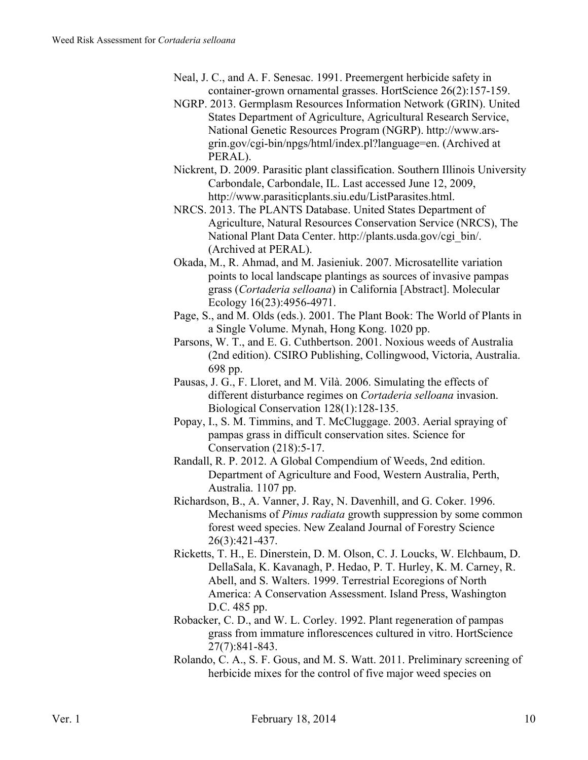Neal, J. C., and A. F. Senesac. 1991. Preemergent herbicide safety in container-grown ornamental grasses. HortScience 26(2):157-159.

NGRP. 2013. Germplasm Resources Information Network (GRIN). United States Department of Agriculture, Agricultural Research Service, National Genetic Resources Program (NGRP). http://www.ars-grin.gov/cgi-bin/npgs/html/index.pl?language=en. (Archived at PERAL).

Nickrent, D. 2009. Parasitic plant classification. Southern Illinois University Carbondale, Carbondale, IL. Last accessed June 12, 2009, http://www.parasiticplants.siu.edu/ListParasites.html.

NRCS. 2013. The PLANTS Database. United States Department of Agriculture, Natural Resources Conservation Service (NRCS), The National Plant Data Center. http://plants.usda.gov/cgi_bin/. (Archived at PERAL).

Okada, M., R. Ahmad, and M. Jasieniuk. 2007. Microsatellite variation points to local landscape plantings as sources of invasive pampas grass (*Cortaderia selloana*) in California [Abstract]. Molecular Ecology 16(23):4956-4971.

Page, S., and M. Olds (eds.). 2001. The Plant Book: The World of Plants in a Single Volume. Mynah, Hong Kong. 1020 pp.

Parsons, W. T., and E. G. Cuthbertson. 2001. Noxious weeds of Australia (2nd edition). CSIRO Publishing, Collingwood, Victoria, Australia. 698 pp.

Pausas, J. G., F. Lloret, and M. Vilà. 2006. Simulating the effects of different disturbance regimes on *Cortaderia selloana* invasion. Biological Conservation 128(1):128-135.

Popay, I., S. M. Timmins, and T. McCluggage. 2003. Aerial spraying of pampas grass in difficult conservation sites. Science for Conservation (218):5-17.

Randall, R. P. 2012. A Global Compendium of Weeds, 2nd edition. Department of Agriculture and Food, Western Australia, Perth, Australia. 1107 pp.

Richardson, B., A. Vanner, J. Ray, N. Davenhill, and G. Coker. 1996. Mechanisms of *Pinus radiata* growth suppression by some common forest weed species. New Zealand Journal of Forestry Science 26(3):421-437.

Ricketts, T. H., E. Dinerstein, D. M. Olson, C. J. Loucks, W. Elchbaum, D. DellaSala, K. Kavanagh, P. Hedao, P. T. Hurley, K. M. Carney, R. Abell, and S. Walters. 1999. Terrestrial Ecoregions of North America: A Conservation Assessment. Island Press, Washington D.C. 485 pp.

Robacker, C. D., and W. L. Corley. 1992. Plant regeneration of pampas grass from immature inflorescences cultured in vitro. HortScience 27(7):841-843.

Rolando, C. A., S. F. Gous, and M. S. Watt. 2011. Preliminary screening of herbicide mixes for the control of five major weed species on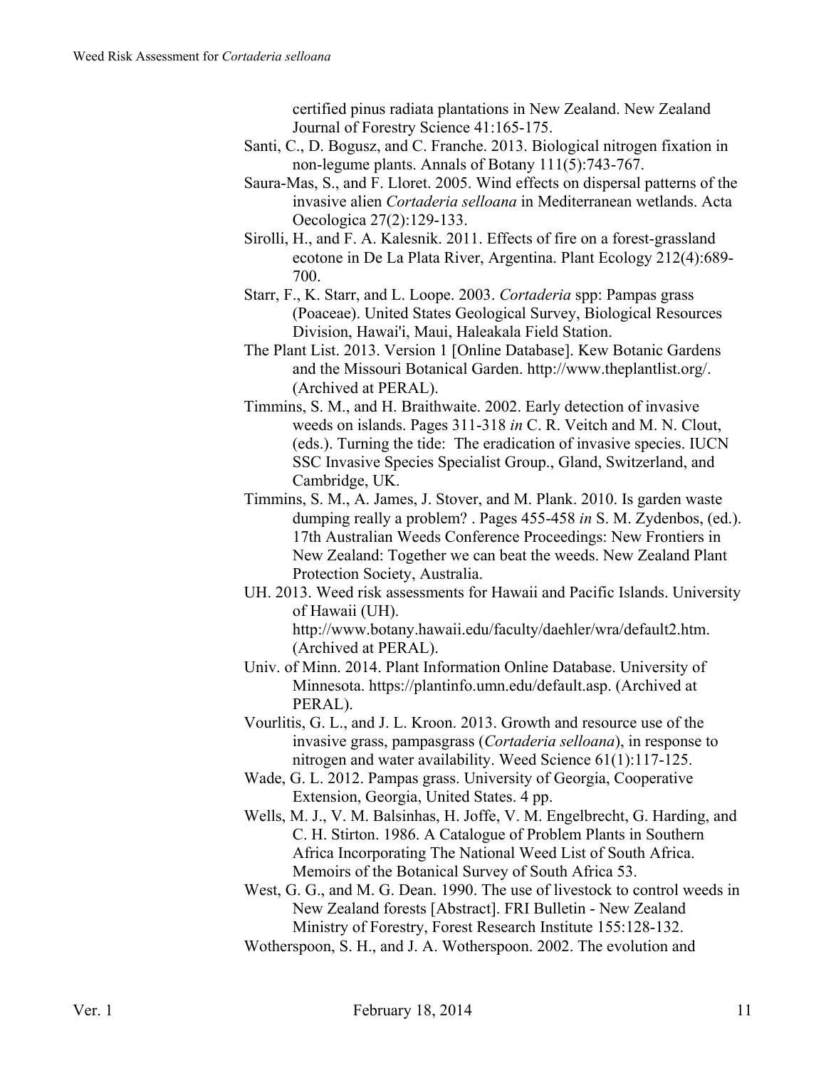certified pinus radiata plantations in New Zealand. New Zealand Journal of Forestry Science 41:165-175.

Santi, C., D. Bogusz, and C. Franche. 2013. Biological nitrogen fixation in non-legume plants. Annals of Botany 111(5):743-767.

Saura-Mas, S., and F. Lloret. 2005. Wind effects on dispersal patterns of the invasive alien *Cortaderia selloana* in Mediterranean wetlands. Acta Oecologica 27(2):129-133.

Sirolli, H., and F. A. Kalesnik. 2011. Effects of fire on a forest-grassland ecotone in De La Plata River, Argentina. Plant Ecology 212(4):689-700.

Starr, F., K. Starr, and L. Loope. 2003. *Cortaderia* spp: Pampas grass (Poaceae). United States Geological Survey, Biological Resources Division, Hawai'i, Maui, Haleakala Field Station.

The Plant List. 2013. Version 1 [Online Database]. Kew Botanic Gardens and the Missouri Botanical Garden. http://www.theplantlist.org/. (Archived at PERAL).

Timmins, S. M., and H. Braithwaite. 2002. Early detection of invasive weeds on islands. Pages 311-318 *in* C. R. Veitch and M. N. Clout, (eds.). Turning the tide: The eradication of invasive species. IUCN SSC Invasive Species Specialist Group., Gland, Switzerland, and Cambridge, UK.

Timmins, S. M., A. James, J. Stover, and M. Plank. 2010. Is garden waste dumping really a problem? . Pages 455-458 *in* S. M. Zydenbos, (ed.). 17th Australian Weeds Conference Proceedings: New Frontiers in New Zealand: Together we can beat the weeds. New Zealand Plant Protection Society, Australia.

UH. 2013. Weed risk assessments for Hawaii and Pacific Islands. University of Hawaii (UH). http://www.botany.hawaii.edu/faculty/daehler/wra/default2.htm. (Archived at PERAL).

Univ. of Minn. 2014. Plant Information Online Database. University of Minnesota. https://plantinfo.umn.edu/default.asp. (Archived at PERAL).

Vourlitis, G. L., and J. L. Kroon. 2013. Growth and resource use of the invasive grass, pampasgrass (*Cortaderia selloana*), in response to nitrogen and water availability. Weed Science 61(1):117-125.

Wade, G. L. 2012. Pampas grass. University of Georgia, Cooperative Extension, Georgia, United States. 4 pp.

Wells, M. J., V. M. Balsinhas, H. Joffe, V. M. Engelbrecht, G. Harding, and C. H. Stirton. 1986. A Catalogue of Problem Plants in Southern Africa Incorporating The National Weed List of South Africa. Memoirs of the Botanical Survey of South Africa 53.

West, G. G., and M. G. Dean. 1990. The use of livestock to control weeds in New Zealand forests [Abstract]. FRI Bulletin - New Zealand Ministry of Forestry, Forest Research Institute 155:128-132.

Wotherspoon, S. H., and J. A. Wotherspoon. 2002. The evolution and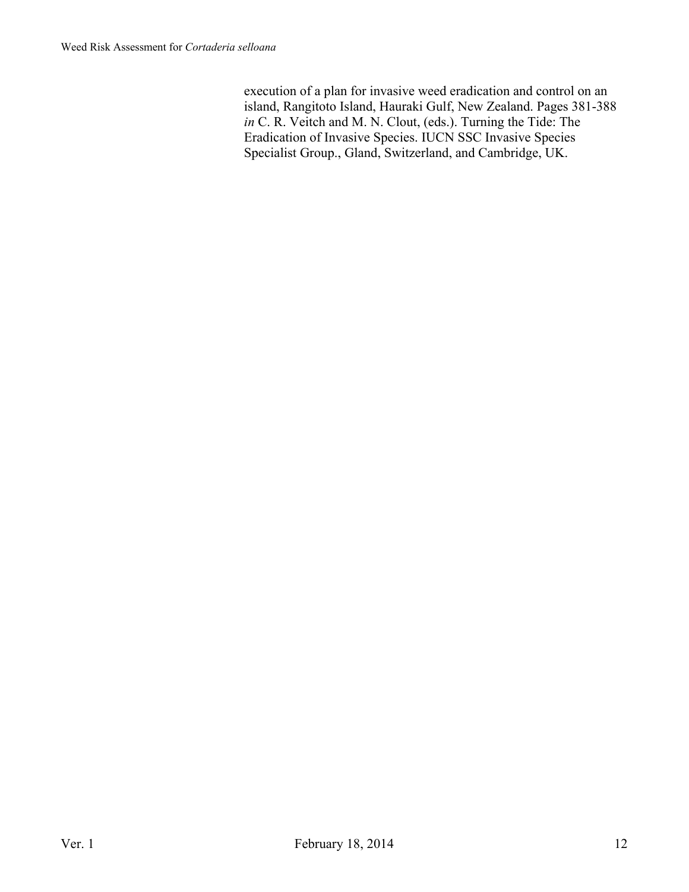execution of a plan for invasive weed eradication and control on an island, Rangitoto Island, Hauraki Gulf, New Zealand. Pages 381-388 *in* C. R. Veitch and M. N. Clout, (eds.). Turning the Tide: The Eradication of Invasive Species. IUCN SSC Invasive Species Specialist Group., Gland, Switzerland, and Cambridge, UK.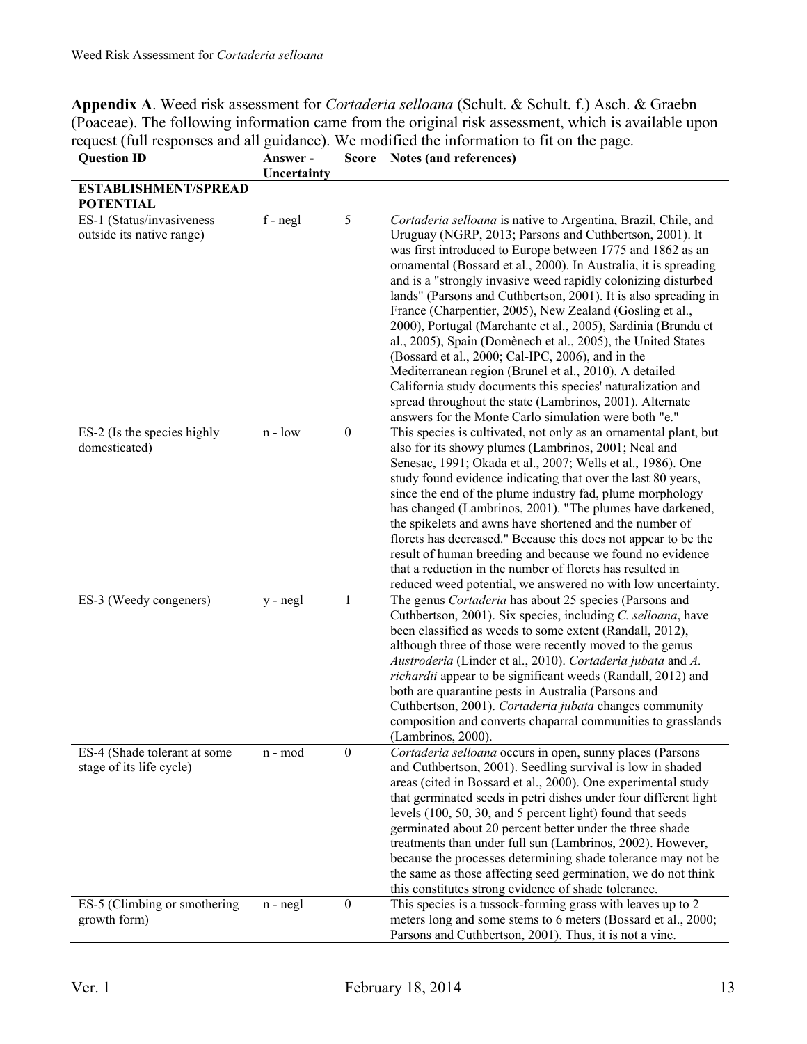**Appendix A**. Weed risk assessment for *Cortaderia selloana* (Schult. & Schult. f.) Asch. & Graebn (Poaceae). The following information came from the original risk assessment, which is available upon request (full responses and all guidance). We modified the information to fit on the page.

| Question ID | Answer - Uncertainty | Score | Notes (and references) |
|---|---|---|---|
| **ESTABLISHMENT/SPREAD POTENTIAL** | | | |
| ES-1 (Status/invasiveness outside its native range) | f - negl | 5 | *Cortaderia selloana* is native to Argentina, Brazil, Chile, and Uruguay (NGRP, 2013; Parsons and Cuthbertson, 2001). It was first introduced to Europe between 1775 and 1862 as an ornamental (Bossard et al., 2000). In Australia, it is spreading and is a "strongly invasive weed rapidly colonizing disturbed lands" (Parsons and Cuthbertson, 2001). It is also spreading in France (Charpentier, 2005), New Zealand (Gosling et al., 2000), Portugal (Marchante et al., 2005), Sardinia (Brundu et al., 2005), Spain (Domènech et al., 2005), the United States (Bossard et al., 2000; Cal-IPC, 2006), and in the Mediterranean region (Brunel et al., 2010). A detailed California study documents this species' naturalization and spread throughout the state (Lambrinos, 2001). Alternate answers for the Monte Carlo simulation were both "e." |
| ES-2 (Is the species highly domesticated) | n - low | 0 | This species is cultivated, not only as an ornamental plant, but also for its showy plumes (Lambrinos, 2001; Neal and Senesac, 1991; Okada et al., 2007; Wells et al., 1986). One study found evidence indicating that over the last 80 years, since the end of the plume industry fad, plume morphology has changed (Lambrinos, 2001). "The plumes have darkened, the spikelets and awns have shortened and the number of florets has decreased." Because this does not appear to be the result of human breeding and because we found no evidence that a reduction in the number of florets has resulted in reduced weed potential, we answered no with low uncertainty. |
| ES-3 (Weedy congeners) | y - negl | 1 | The genus *Cortaderia* has about 25 species (Parsons and Cuthbertson, 2001). Six species, including *C. selloana*, have been classified as weeds to some extent (Randall, 2012), although three of those were recently moved to the genus *Austroderia* (Linder et al., 2010). *Cortaderia jubata* and *A. richardii* appear to be significant weeds (Randall, 2012) and both are quarantine pests in Australia (Parsons and Cuthbertson, 2001). *Cortaderia jubata* changes community composition and converts chaparral communities to grasslands (Lambrinos, 2000). |
| ES-4 (Shade tolerant at some stage of its life cycle) | n - mod | 0 | *Cortaderia selloana* occurs in open, sunny places (Parsons and Cuthbertson, 2001). Seedling survival is low in shaded areas (cited in Bossard et al., 2000). One experimental study that germinated seeds in petri dishes under four different light levels (100, 50, 30, and 5 percent light) found that seeds germinated about 20 percent better under the three shade treatments than under full sun (Lambrinos, 2002). However, because the processes determining shade tolerance may not be the same as those affecting seed germination, we do not think this constitutes strong evidence of shade tolerance. |
| ES-5 (Climbing or smothering growth form) | n - negl | 0 | This species is a tussock-forming grass with leaves up to 2 meters long and some stems to 6 meters (Bossard et al., 2000; Parsons and Cuthbertson, 2001). Thus, it is not a vine. |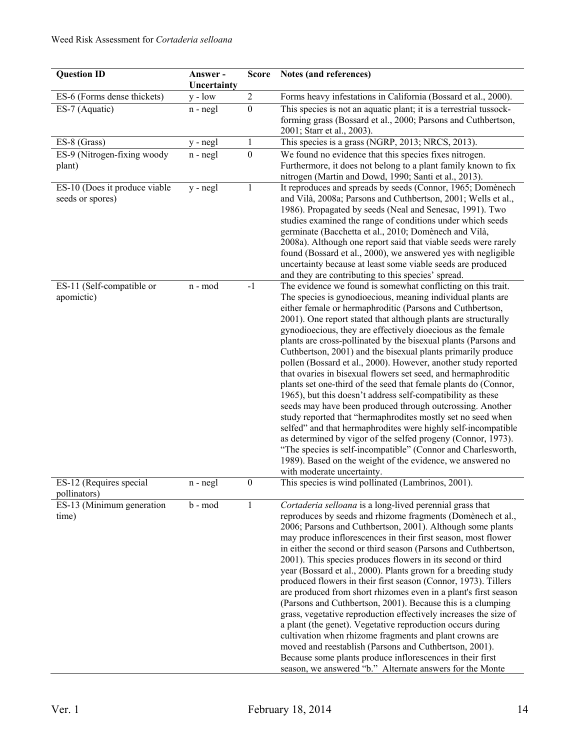| Question ID | Answer - Uncertainty | Score | Notes (and references) |
|---|---|---|---|
| ES-6 (Forms dense thickets) | y - low | 2 | Forms heavy infestations in California (Bossard et al., 2000). |
| ES-7 (Aquatic) | n - negl | 0 | This species is not an aquatic plant; it is a terrestrial tussock-forming grass (Bossard et al., 2000; Parsons and Cuthbertson, 2001; Starr et al., 2003). |
| ES-8 (Grass) | y - negl | 1 | This species is a grass (NGRP, 2013; NRCS, 2013). |
| ES-9 (Nitrogen-fixing woody plant) | n - negl | 0 | We found no evidence that this species fixes nitrogen. Furthermore, it does not belong to a plant family known to fix nitrogen (Martin and Dowd, 1990; Santi et al., 2013). |
| ES-10 (Does it produce viable seeds or spores) | y - negl | 1 | It reproduces and spreads by seeds (Connor, 1965; Domènech and Vilà, 2008a; Parsons and Cuthbertson, 2001; Wells et al., 1986). Propagated by seeds (Neal and Senesac, 1991). Two studies examined the range of conditions under which seeds germinate (Bacchetta et al., 2010; Domènech and Vilà, 2008a). Although one report said that viable seeds were rarely found (Bossard et al., 2000), we answered yes with negligible uncertainty because at least some viable seeds are produced and they are contributing to this species' spread. |
| ES-11 (Self-compatible or apomictic) | n - mod | -1 | The evidence we found is somewhat conflicting on this trait. The species is gynodioecious, meaning individual plants are either female or hermaphroditic (Parsons and Cuthbertson, 2001). One report stated that although plants are structurally gynodioecious, they are effectively dioecious as the female plants are cross-pollinated by the bisexual plants (Parsons and Cuthbertson, 2001) and the bisexual plants primarily produce pollen (Bossard et al., 2000). However, another study reported that ovaries in bisexual flowers set seed, and hermaphroditic plants set one-third of the seed that female plants do (Connor, 1965), but this doesn't address self-compatibility as these seeds may have been produced through outcrossing. Another study reported that "hermaphrodites mostly set no seed when selfed" and that hermaphrodites were highly self-incompatible as determined by vigor of the selfed progeny (Connor, 1973). "The species is self-incompatible" (Connor and Charlesworth, 1989). Based on the weight of the evidence, we answered no with moderate uncertainty. |
| ES-12 (Requires special pollinators) | n - negl | 0 | This species is wind pollinated (Lambrinos, 2001). |
| ES-13 (Minimum generation time) | b - mod | 1 | *Cortaderia selloana* is a long-lived perennial grass that reproduces by seeds and rhizome fragments (Domènech et al., 2006; Parsons and Cuthbertson, 2001). Although some plants may produce inflorescences in their first season, most flower in either the second or third season (Parsons and Cuthbertson, 2001). This species produces flowers in its second or third year (Bossard et al., 2000). Plants grown for a breeding study produced flowers in their first season (Connor, 1973). Tillers are produced from short rhizomes even in a plant's first season (Parsons and Cuthbertson, 2001). Because this is a clumping grass, vegetative reproduction effectively increases the size of a plant (the genet). Vegetative reproduction occurs during cultivation when rhizome fragments and plant crowns are moved and reestablish (Parsons and Cuthbertson, 2001). Because some plants produce inflorescences in their first season, we answered "b." Alternate answers for the Monte |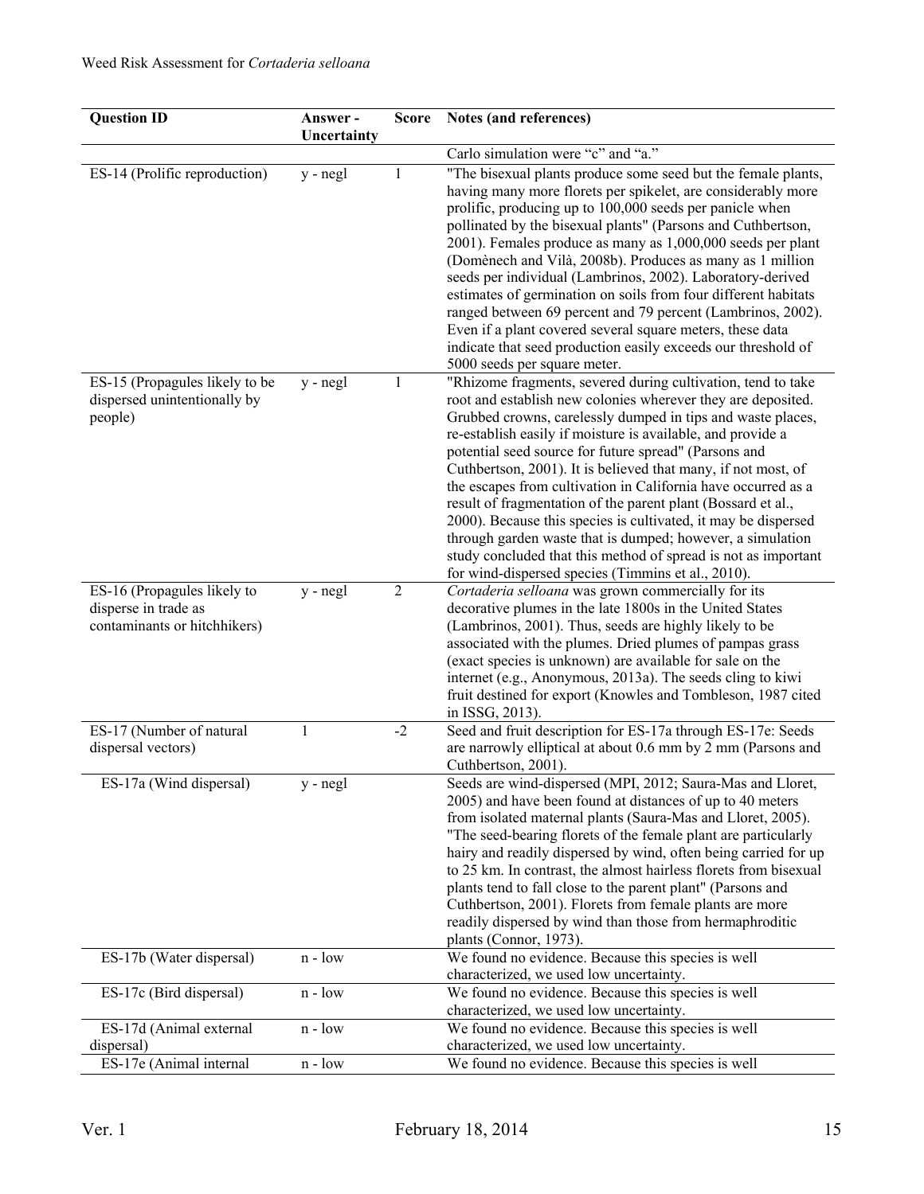| Question ID | Answer - Uncertainty | Score | Notes (and references) |
|---|---|---|---|
| | | | Carlo simulation were "c" and "a." |
| ES-14 (Prolific reproduction) | y - negl | 1 | "The bisexual plants produce some seed but the female plants, having many more florets per spikelet, are considerably more prolific, producing up to 100,000 seeds per panicle when pollinated by the bisexual plants" (Parsons and Cuthbertson, 2001). Females produce as many as 1,000,000 seeds per plant (Domènech and Vilà, 2008b). Produces as many as 1 million seeds per individual (Lambrinos, 2002). Laboratory-derived estimates of germination on soils from four different habitats ranged between 69 percent and 79 percent (Lambrinos, 2002). Even if a plant covered several square meters, these data indicate that seed production easily exceeds our threshold of 5000 seeds per square meter. |
| ES-15 (Propagules likely to be dispersed unintentionally by people) | y - negl | 1 | "Rhizome fragments, severed during cultivation, tend to take root and establish new colonies wherever they are deposited. Grubbed crowns, carelessly dumped in tips and waste places, re-establish easily if moisture is available, and provide a potential seed source for future spread" (Parsons and Cuthbertson, 2001). It is believed that many, if not most, of the escapes from cultivation in California have occurred as a result of fragmentation of the parent plant (Bossard et al., 2000). Because this species is cultivated, it may be dispersed through garden waste that is dumped; however, a simulation study concluded that this method of spread is not as important for wind-dispersed species (Timmins et al., 2010). |
| ES-16 (Propagules likely to disperse in trade as contaminants or hitchhikers) | y - negl | 2 | *Cortaderia selloana* was grown commercially for its decorative plumes in the late 1800s in the United States (Lambrinos, 2001). Thus, seeds are highly likely to be associated with the plumes. Dried plumes of pampas grass (exact species is unknown) are available for sale on the internet (e.g., Anonymous, 2013a). The seeds cling to kiwi fruit destined for export (Knowles and Tombleson, 1987 cited in ISSG, 2013). |
| ES-17 (Number of natural dispersal vectors) | 1 | -2 | Seed and fruit description for ES-17a through ES-17e: Seeds are narrowly elliptical at about 0.6 mm by 2 mm (Parsons and Cuthbertson, 2001). |
| ES-17a (Wind dispersal) | y - negl | | Seeds are wind-dispersed (MPI, 2012; Saura-Mas and Lloret, 2005) and have been found at distances of up to 40 meters from isolated maternal plants (Saura-Mas and Lloret, 2005). "The seed-bearing florets of the female plant are particularly hairy and readily dispersed by wind, often being carried for up to 25 km. In contrast, the almost hairless florets from bisexual plants tend to fall close to the parent plant" (Parsons and Cuthbertson, 2001). Florets from female plants are more readily dispersed by wind than those from hermaphroditic plants (Connor, 1973). |
| ES-17b (Water dispersal) | n - low | | We found no evidence. Because this species is well characterized, we used low uncertainty. |
| ES-17c (Bird dispersal) | n - low | | We found no evidence. Because this species is well characterized, we used low uncertainty. |
| ES-17d (Animal external dispersal) | n - low | | We found no evidence. Because this species is well characterized, we used low uncertainty. |
| ES-17e (Animal internal | n - low | | We found no evidence. Because this species is well |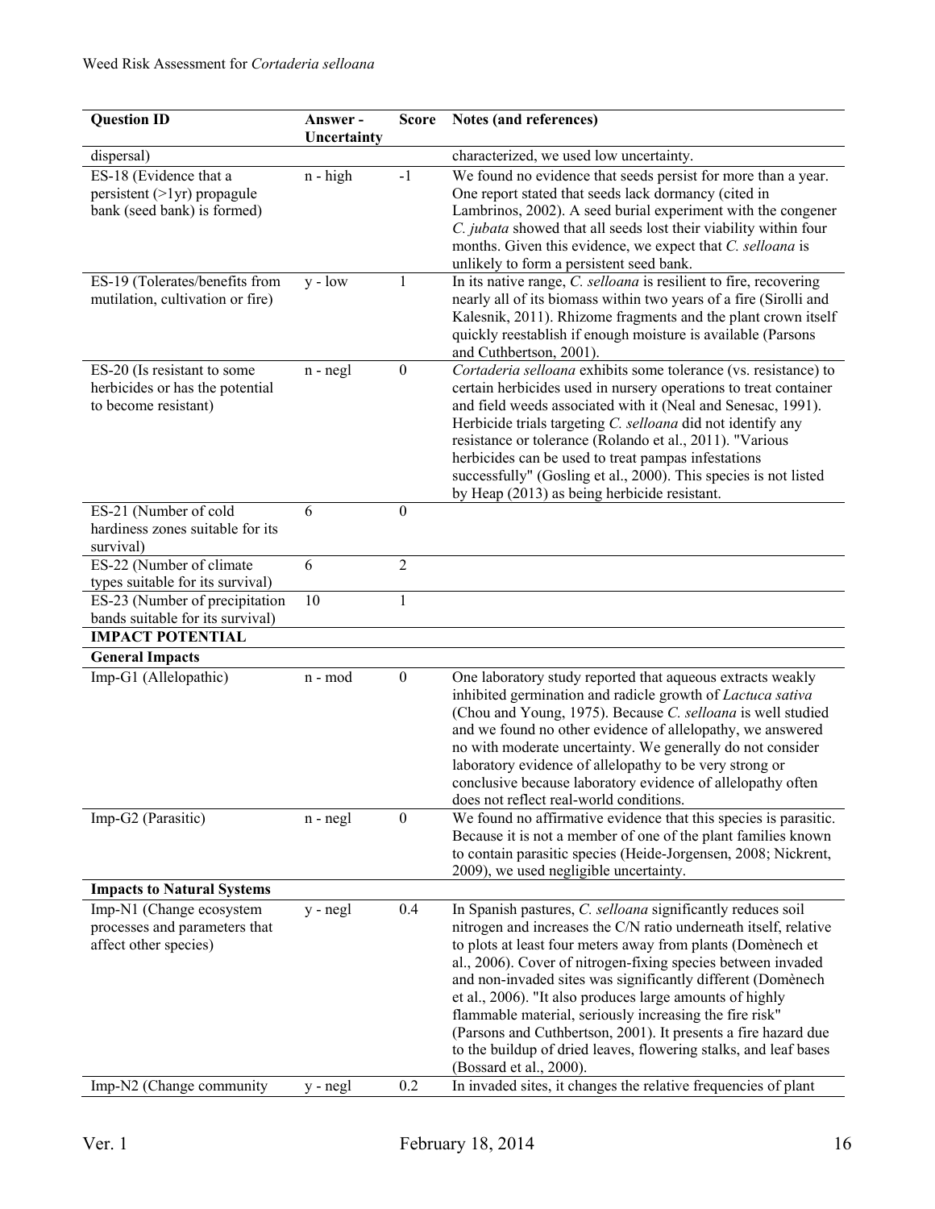| Question ID | Answer - Uncertainty | Score | Notes (and references) |
|---|---|---|---|
| dispersal) | | | characterized, we used low uncertainty. |
| ES-18 (Evidence that a persistent (>1yr) propagule bank (seed bank) is formed) | n - high | -1 | We found no evidence that seeds persist for more than a year. One report stated that seeds lack dormancy (cited in Lambrinos, 2002). A seed burial experiment with the congener *C. jubata* showed that all seeds lost their viability within four months. Given this evidence, we expect that *C. selloana* is unlikely to form a persistent seed bank. |
| ES-19 (Tolerates/benefits from mutilation, cultivation or fire) | y - low | 1 | In its native range, *C. selloana* is resilient to fire, recovering nearly all of its biomass within two years of a fire (Sirolli and Kalesnik, 2011). Rhizome fragments and the plant crown itself quickly reestablish if enough moisture is available (Parsons and Cuthbertson, 2001). |
| ES-20 (Is resistant to some herbicides or has the potential to become resistant) | n - negl | 0 | *Cortaderia selloana* exhibits some tolerance (vs. resistance) to certain herbicides used in nursery operations to treat container and field weeds associated with it (Neal and Senesac, 1991). Herbicide trials targeting *C. selloana* did not identify any resistance or tolerance (Rolando et al., 2011). "Various herbicides can be used to treat pampas infestations successfully" (Gosling et al., 2000). This species is not listed by Heap (2013) as being herbicide resistant. |
| ES-21 (Number of cold hardiness zones suitable for its survival) | 6 | 0 | |
| ES-22 (Number of climate types suitable for its survival) | 6 | 2 | |
| ES-23 (Number of precipitation bands suitable for its survival) | 10 | 1 | |
| **IMPACT POTENTIAL** | | | |
| **General Impacts** | | | |
| Imp-G1 (Allelopathic) | n - mod | 0 | One laboratory study reported that aqueous extracts weakly inhibited germination and radicle growth of *Lactuca sativa* (Chou and Young, 1975). Because *C. selloana* is well studied and we found no other evidence of allelopathy, we answered no with moderate uncertainty. We generally do not consider laboratory evidence of allelopathy to be very strong or conclusive because laboratory evidence of allelopathy often does not reflect real-world conditions. |
| Imp-G2 (Parasitic) | n - negl | 0 | We found no affirmative evidence that this species is parasitic. Because it is not a member of one of the plant families known to contain parasitic species (Heide-Jorgensen, 2008; Nickrent, 2009), we used negligible uncertainty. |
| **Impacts to Natural Systems** | | | |
| Imp-N1 (Change ecosystem processes and parameters that affect other species) | y - negl | 0.4 | In Spanish pastures, *C. selloana* significantly reduces soil nitrogen and increases the C/N ratio underneath itself, relative to plots at least four meters away from plants (Domènech et al., 2006). Cover of nitrogen-fixing species between invaded and non-invaded sites was significantly different (Domènech et al., 2006). "It also produces large amounts of highly flammable material, seriously increasing the fire risk" (Parsons and Cuthbertson, 2001). It presents a fire hazard due to the buildup of dried leaves, flowering stalks, and leaf bases (Bossard et al., 2000). |
| Imp-N2 (Change community | y - negl | 0.2 | In invaded sites, it changes the relative frequencies of plant |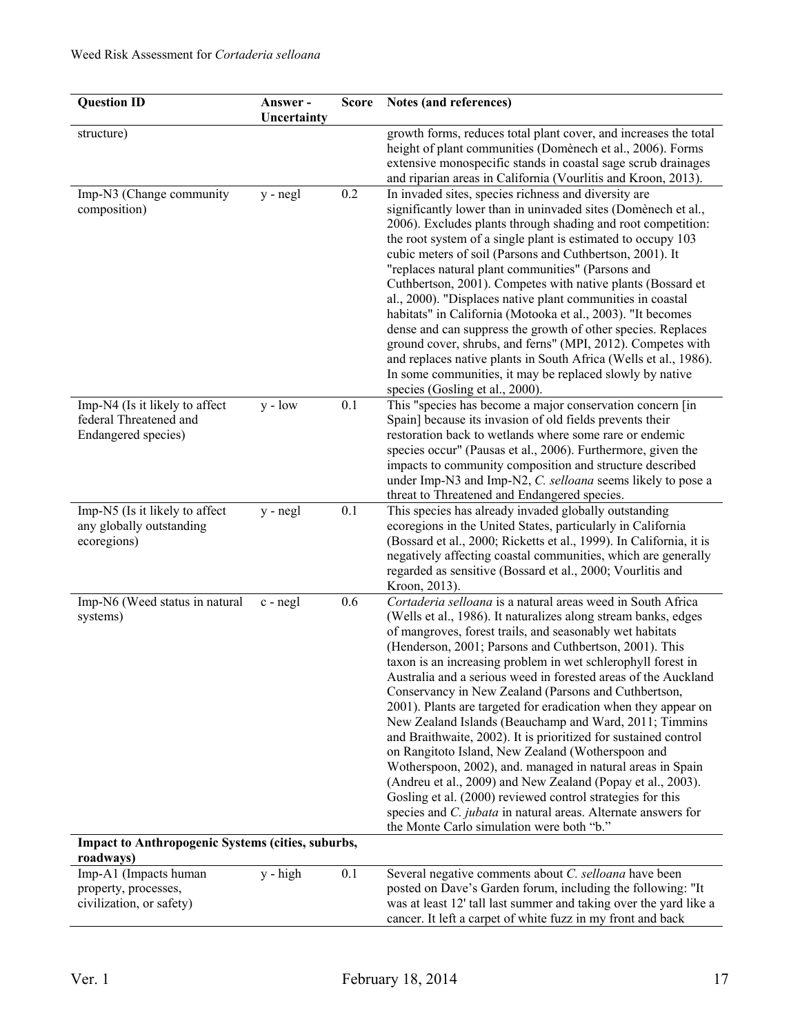| Question ID | Answer - Uncertainty | Score | Notes (and references) |
|---|---|---|---|
| structure) | | | growth forms, reduces total plant cover, and increases the total height of plant communities (Domènech et al., 2006). Forms extensive monospecific stands in coastal sage scrub drainages and riparian areas in California (Vourlitis and Kroon, 2013). |
| Imp-N3 (Change community composition) | y - negl | 0.2 | In invaded sites, species richness and diversity are significantly lower than in uninvaded sites (Domènech et al., 2006). Excludes plants through shading and root competition: the root system of a single plant is estimated to occupy 103 cubic meters of soil (Parsons and Cuthbertson, 2001). It "replaces natural plant communities" (Parsons and Cuthbertson, 2001). Competes with native plants (Bossard et al., 2000). "Displaces native plant communities in coastal habitats" in California (Motooka et al., 2003). "It becomes dense and can suppress the growth of other species. Replaces ground cover, shrubs, and ferns" (MPI, 2012). Competes with and replaces native plants in South Africa (Wells et al., 1986). In some communities, it may be replaced slowly by native species (Gosling et al., 2000). |
| Imp-N4 (Is it likely to affect federal Threatened and Endangered species) | y - low | 0.1 | This "species has become a major conservation concern [in Spain] because its invasion of old fields prevents their restoration back to wetlands where some rare or endemic species occur" (Pausas et al., 2006). Furthermore, given the impacts to community composition and structure described under Imp-N3 and Imp-N2, *C. selloana* seems likely to pose a threat to Threatened and Endangered species. |
| Imp-N5 (Is it likely to affect any globally outstanding ecoregions) | y - negl | 0.1 | This species has already invaded globally outstanding ecoregions in the United States, particularly in California (Bossard et al., 2000; Ricketts et al., 1999). In California, it is negatively affecting coastal communities, which are generally regarded as sensitive (Bossard et al., 2000; Vourlitis and Kroon, 2013). |
| Imp-N6 (Weed status in natural systems) | c - negl | 0.6 | *Cortaderia selloana* is a natural areas weed in South Africa (Wells et al., 1986). It naturalizes along stream banks, edges of mangroves, forest trails, and seasonably wet habitats (Henderson, 2001; Parsons and Cuthbertson, 2001). This taxon is an increasing problem in wet schlerophyll forest in Australia and a serious weed in forested areas of the Auckland Conservancy in New Zealand (Parsons and Cuthbertson, 2001). Plants are targeted for eradication when they appear on New Zealand Islands (Beauchamp and Ward, 2011; Timmins and Braithwaite, 2002). It is prioritized for sustained control on Rangitoto Island, New Zealand (Wotherspoon and Wotherspoon, 2002), and. managed in natural areas in Spain (Andreu et al., 2009) and New Zealand (Popay et al., 2003). Gosling et al. (2000) reviewed control strategies for this species and *C. jubata* in natural areas. Alternate answers for the Monte Carlo simulation were both "b." |
| **Impact to Anthropogenic Systems (cities, suburbs, roadways)** | | | |
| Imp-A1 (Impacts human property, processes, civilization, or safety) | y - high | 0.1 | Several negative comments about *C. selloana* have been posted on Dave's Garden forum, including the following: "It was at least 12' tall last summer and taking over the yard like a cancer. It left a carpet of white fuzz in my front and back |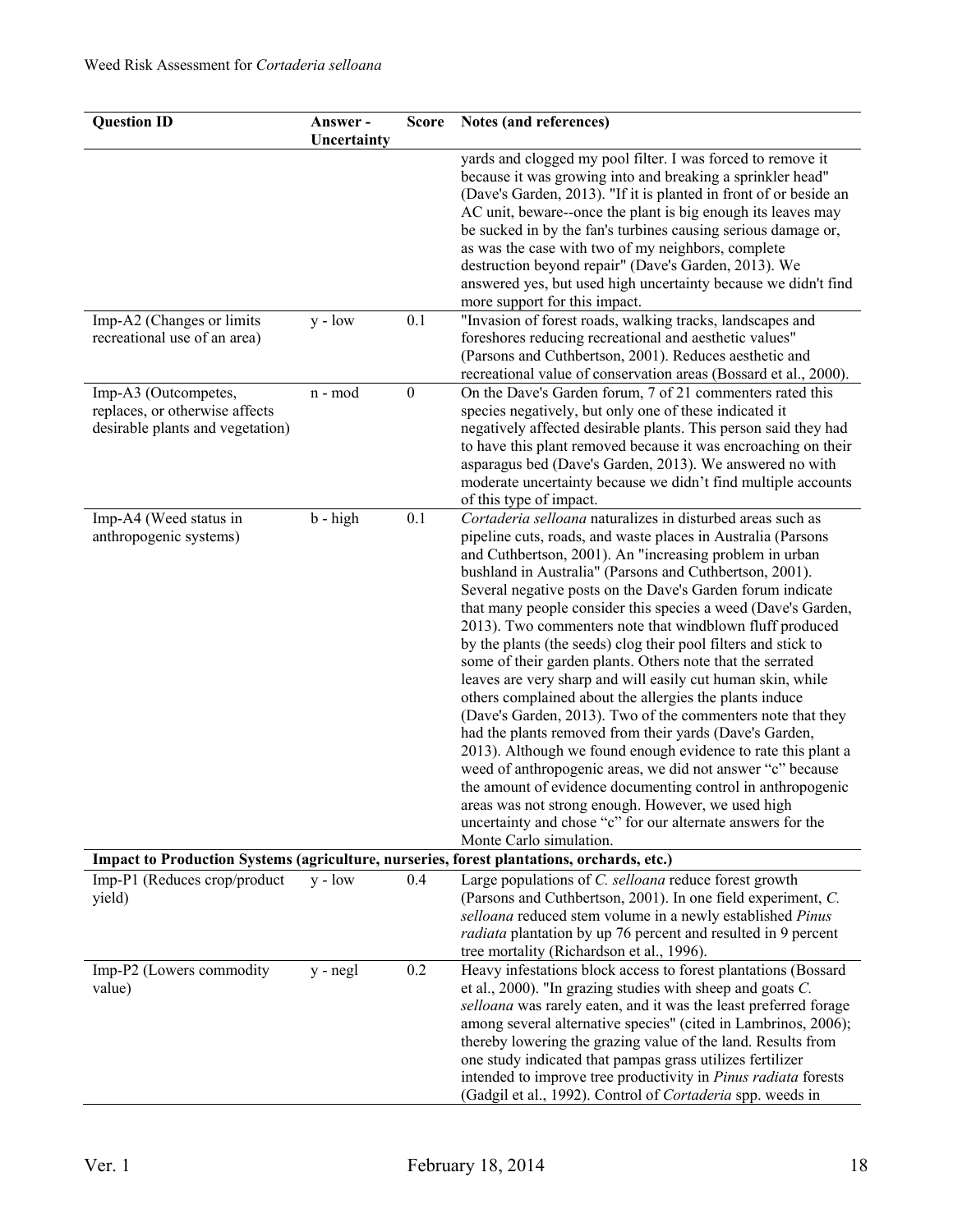| Question ID | Answer - Uncertainty | Score | Notes (and references) |
|---|---|---|---|
| | | | yards and clogged my pool filter. I was forced to remove it because it was growing into and breaking a sprinkler head" (Dave's Garden, 2013). "If it is planted in front of or beside an AC unit, beware--once the plant is big enough its leaves may be sucked in by the fan's turbines causing serious damage or, as was the case with two of my neighbors, complete destruction beyond repair" (Dave's Garden, 2013). We answered yes, but used high uncertainty because we didn't find more support for this impact. |
| Imp-A2 (Changes or limits recreational use of an area) | y - low | 0.1 | "Invasion of forest roads, walking tracks, landscapes and foreshores reducing recreational and aesthetic values" (Parsons and Cuthbertson, 2001). Reduces aesthetic and recreational value of conservation areas (Bossard et al., 2000). |
| Imp-A3 (Outcompetes, replaces, or otherwise affects desirable plants and vegetation) | n - mod | 0 | On the Dave's Garden forum, 7 of 21 commenters rated this species negatively, but only one of these indicated it negatively affected desirable plants. This person said they had to have this plant removed because it was encroaching on their asparagus bed (Dave's Garden, 2013). We answered no with moderate uncertainty because we didn't find multiple accounts of this type of impact. |
| Imp-A4 (Weed status in anthropogenic systems) | b - high | 0.1 | *Cortaderia selloana* naturalizes in disturbed areas such as pipeline cuts, roads, and waste places in Australia (Parsons and Cuthbertson, 2001). An "increasing problem in urban bushland in Australia" (Parsons and Cuthbertson, 2001). Several negative posts on the Dave's Garden forum indicate that many people consider this species a weed (Dave's Garden, 2013). Two commenters note that windblown fluff produced by the plants (the seeds) clog their pool filters and stick to some of their garden plants. Others note that the serrated leaves are very sharp and will easily cut human skin, while others complained about the allergies the plants induce (Dave's Garden, 2013). Two of the commenters note that they had the plants removed from their yards (Dave's Garden, 2013). Although we found enough evidence to rate this plant a weed of anthropogenic areas, we did not answer "c" because the amount of evidence documenting control in anthropogenic areas was not strong enough. However, we used high uncertainty and chose "c" for our alternate answers for the Monte Carlo simulation. |
| **Impact to Production Systems (agriculture, nurseries, forest plantations, orchards, etc.)** | | | |
| Imp-P1 (Reduces crop/product yield) | y - low | 0.4 | Large populations of *C. selloana* reduce forest growth (Parsons and Cuthbertson, 2001). In one field experiment, *C. selloana* reduced stem volume in a newly established *Pinus radiata* plantation by up 76 percent and resulted in 9 percent tree mortality (Richardson et al., 1996). |
| Imp-P2 (Lowers commodity value) | y - negl | 0.2 | Heavy infestations block access to forest plantations (Bossard et al., 2000). "In grazing studies with sheep and goats *C. selloana* was rarely eaten, and it was the least preferred forage among several alternative species" (cited in Lambrinos, 2006); thereby lowering the grazing value of the land. Results from one study indicated that pampas grass utilizes fertilizer intended to improve tree productivity in *Pinus radiata* forests (Gadgil et al., 1992). Control of *Cortaderia* spp. weeds in |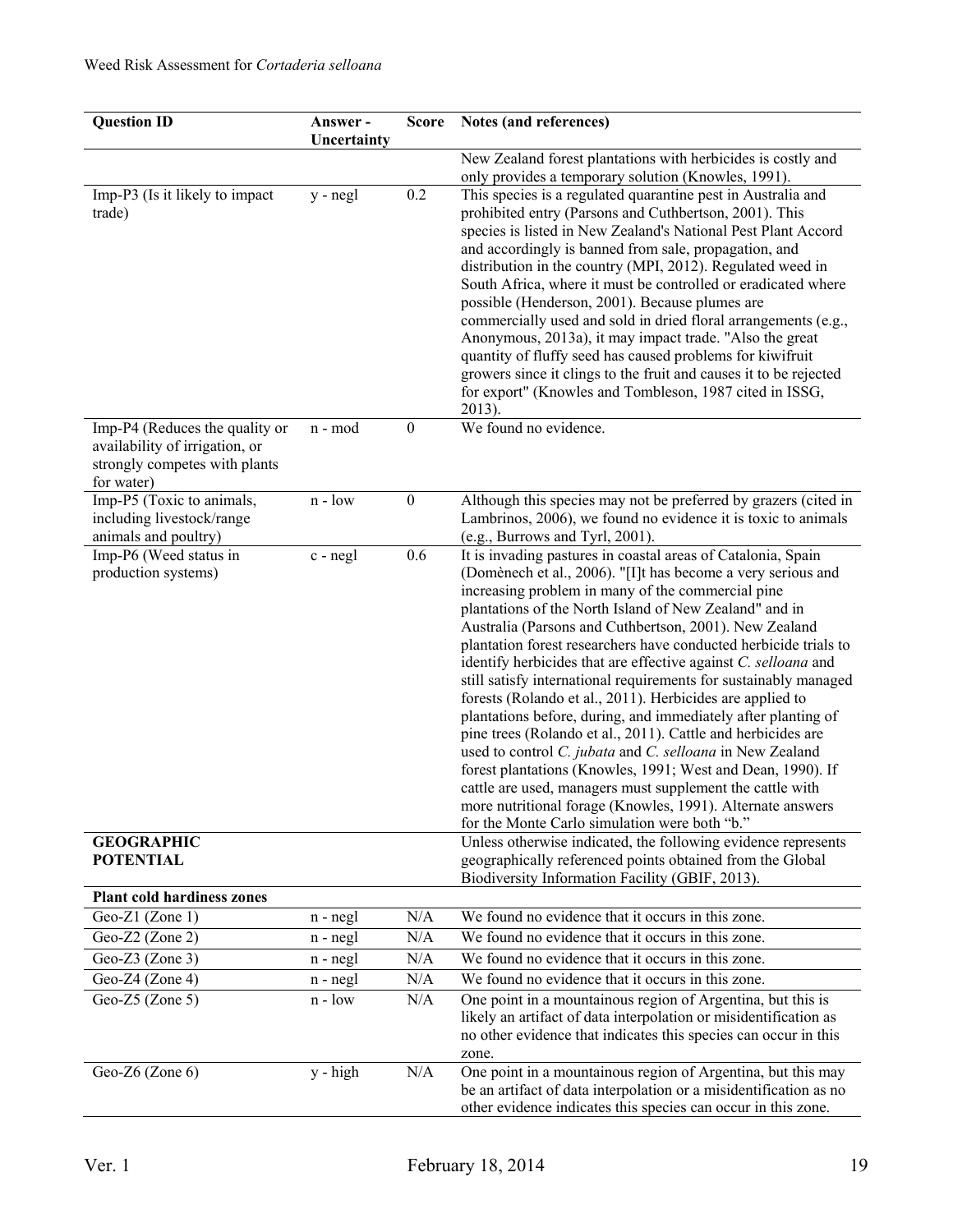| Question ID | Answer - Uncertainty | Score | Notes (and references) |
|---|---|---|---|
| | | | New Zealand forest plantations with herbicides is costly and only provides a temporary solution (Knowles, 1991). |
| Imp-P3 (Is it likely to impact trade) | y - negl | 0.2 | This species is a regulated quarantine pest in Australia and prohibited entry (Parsons and Cuthbertson, 2001). This species is listed in New Zealand's National Pest Plant Accord and accordingly is banned from sale, propagation, and distribution in the country (MPI, 2012). Regulated weed in South Africa, where it must be controlled or eradicated where possible (Henderson, 2001). Because plumes are commercially used and sold in dried floral arrangements (e.g., Anonymous, 2013a), it may impact trade. "Also the great quantity of fluffy seed has caused problems for kiwifruit growers since it clings to the fruit and causes it to be rejected for export" (Knowles and Tombleson, 1987 cited in ISSG, 2013). |
| Imp-P4 (Reduces the quality or availability of irrigation, or strongly competes with plants for water) | n - mod | 0 | We found no evidence. |
| Imp-P5 (Toxic to animals, including livestock/range animals and poultry) | n - low | 0 | Although this species may not be preferred by grazers (cited in Lambrinos, 2006), we found no evidence it is toxic to animals (e.g., Burrows and Tyrl, 2001). |
| Imp-P6 (Weed status in production systems) | c - negl | 0.6 | It is invading pastures in coastal areas of Catalonia, Spain (Domènech et al., 2006). "[I]t has become a very serious and increasing problem in many of the commercial pine plantations of the North Island of New Zealand" and in Australia (Parsons and Cuthbertson, 2001). New Zealand plantation forest researchers have conducted herbicide trials to identify herbicides that are effective against *C. selloana* and still satisfy international requirements for sustainably managed forests (Rolando et al., 2011). Herbicides are applied to plantations before, during, and immediately after planting of pine trees (Rolando et al., 2011). Cattle and herbicides are used to control *C. jubata* and *C. selloana* in New Zealand forest plantations (Knowles, 1991; West and Dean, 1990). If cattle are used, managers must supplement the cattle with more nutritional forage (Knowles, 1991). Alternate answers for the Monte Carlo simulation were both "b." |
| **GEOGRAPHIC POTENTIAL** | | | Unless otherwise indicated, the following evidence represents geographically referenced points obtained from the Global Biodiversity Information Facility (GBIF, 2013). |
| **Plant cold hardiness zones** | | | |
| Geo-Z1 (Zone 1) | n - negl | N/A | We found no evidence that it occurs in this zone. |
| Geo-Z2 (Zone 2) | n - negl | N/A | We found no evidence that it occurs in this zone. |
| Geo-Z3 (Zone 3) | n - negl | N/A | We found no evidence that it occurs in this zone. |
| Geo-Z4 (Zone 4) | n - negl | N/A | We found no evidence that it occurs in this zone. |
| Geo-Z5 (Zone 5) | n - low | N/A | One point in a mountainous region of Argentina, but this is likely an artifact of data interpolation or misidentification as no other evidence that indicates this species can occur in this zone. |
| Geo-Z6 (Zone 6) | y - high | N/A | One point in a mountainous region of Argentina, but this may be an artifact of data interpolation or a misidentification as no other evidence indicates this species can occur in this zone. |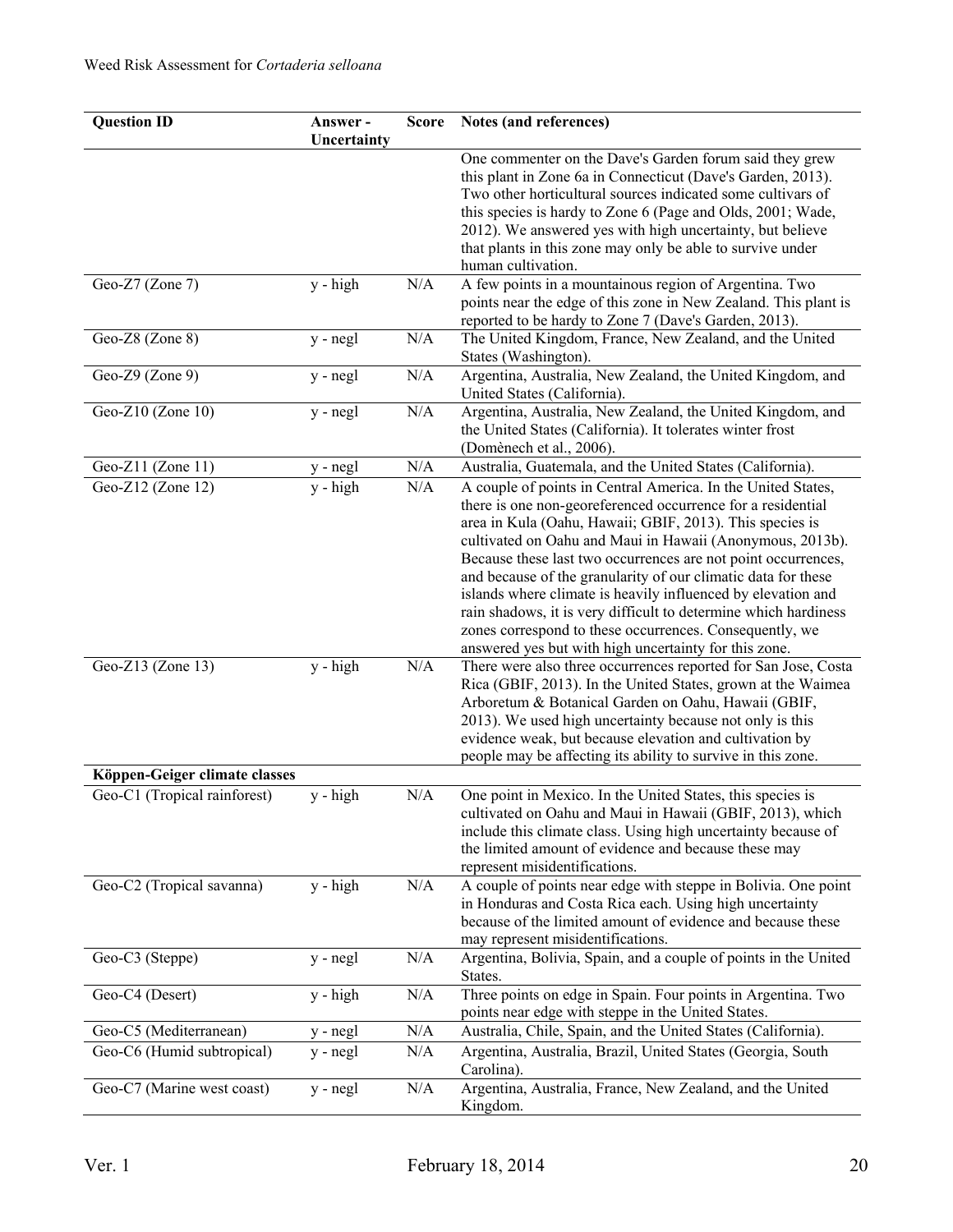| Question ID | Answer - Uncertainty | Score | Notes (and references) |
| --- | --- | --- | --- |
| | | | One commenter on the Dave's Garden forum said they grew this plant in Zone 6a in Connecticut (Dave's Garden, 2013). Two other horticultural sources indicated some cultivars of this species is hardy to Zone 6 (Page and Olds, 2001; Wade, 2012). We answered yes with high uncertainty, but believe that plants in this zone may only be able to survive under human cultivation. |
| Geo-Z7 (Zone 7) | y - high | N/A | A few points in a mountainous region of Argentina. Two points near the edge of this zone in New Zealand. This plant is reported to be hardy to Zone 7 (Dave's Garden, 2013). |
| Geo-Z8 (Zone 8) | y - negl | N/A | The United Kingdom, France, New Zealand, and the United States (Washington). |
| Geo-Z9 (Zone 9) | y - negl | N/A | Argentina, Australia, New Zealand, the United Kingdom, and United States (California). |
| Geo-Z10 (Zone 10) | y - negl | N/A | Argentina, Australia, New Zealand, the United Kingdom, and the United States (California). It tolerates winter frost (Domènech et al., 2006). |
| Geo-Z11 (Zone 11) | y - negl | N/A | Australia, Guatemala, and the United States (California). |
| Geo-Z12 (Zone 12) | y - high | N/A | A couple of points in Central America. In the United States, there is one non-georeferenced occurrence for a residential area in Kula (Oahu, Hawaii; GBIF, 2013). This species is cultivated on Oahu and Maui in Hawaii (Anonymous, 2013b). Because these last two occurrences are not point occurrences, and because of the granularity of our climatic data for these islands where climate is heavily influenced by elevation and rain shadows, it is very difficult to determine which hardiness zones correspond to these occurrences. Consequently, we answered yes but with high uncertainty for this zone. |
| Geo-Z13 (Zone 13) | y - high | N/A | There were also three occurrences reported for San Jose, Costa Rica (GBIF, 2013). In the United States, grown at the Waimea Arboretum & Botanical Garden on Oahu, Hawaii (GBIF, 2013). We used high uncertainty because not only is this evidence weak, but because elevation and cultivation by people may be affecting its ability to survive in this zone. |
| **Köppen-Geiger climate classes** | | | |
| Geo-C1 (Tropical rainforest) | y - high | N/A | One point in Mexico. In the United States, this species is cultivated on Oahu and Maui in Hawaii (GBIF, 2013), which include this climate class. Using high uncertainty because of the limited amount of evidence and because these may represent misidentifications. |
| Geo-C2 (Tropical savanna) | y - high | N/A | A couple of points near edge with steppe in Bolivia. One point in Honduras and Costa Rica each. Using high uncertainty because of the limited amount of evidence and because these may represent misidentifications. |
| Geo-C3 (Steppe) | y - negl | N/A | Argentina, Bolivia, Spain, and a couple of points in the United States. |
| Geo-C4 (Desert) | y - high | N/A | Three points on edge in Spain. Four points in Argentina. Two points near edge with steppe in the United States. |
| Geo-C5 (Mediterranean) | y - negl | N/A | Australia, Chile, Spain, and the United States (California). |
| Geo-C6 (Humid subtropical) | y - negl | N/A | Argentina, Australia, Brazil, United States (Georgia, South Carolina). |
| Geo-C7 (Marine west coast) | y - negl | N/A | Argentina, Australia, France, New Zealand, and the United Kingdom. |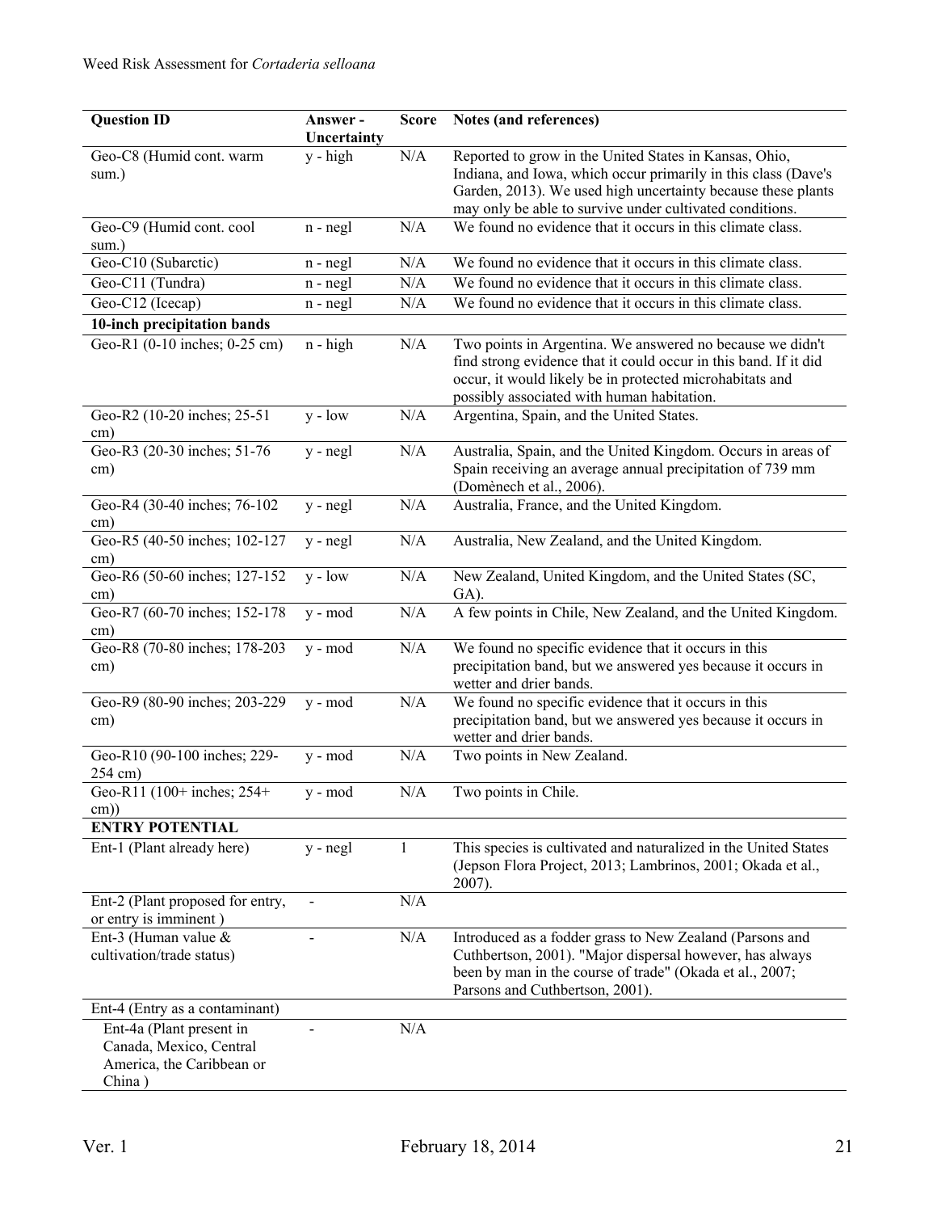| Question ID | Answer - Uncertainty | Score | Notes (and references) |
|---|---|---|---|
| Geo-C8 (Humid cont. warm sum.) | y - high | N/A | Reported to grow in the United States in Kansas, Ohio, Indiana, and Iowa, which occur primarily in this class (Dave's Garden, 2013). We used high uncertainty because these plants may only be able to survive under cultivated conditions. |
| Geo-C9 (Humid cont. cool sum.) | n - negl | N/A | We found no evidence that it occurs in this climate class. |
| Geo-C10 (Subarctic) | n - negl | N/A | We found no evidence that it occurs in this climate class. |
| Geo-C11 (Tundra) | n - negl | N/A | We found no evidence that it occurs in this climate class. |
| Geo-C12 (Icecap) | n - negl | N/A | We found no evidence that it occurs in this climate class. |
| **10-inch precipitation bands** | | | |
| Geo-R1 (0-10 inches; 0-25 cm) | n - high | N/A | Two points in Argentina. We answered no because we didn't find strong evidence that it could occur in this band. If it did occur, it would likely be in protected microhabitats and possibly associated with human habitation. |
| Geo-R2 (10-20 inches; 25-51 cm) | y - low | N/A | Argentina, Spain, and the United States. |
| Geo-R3 (20-30 inches; 51-76 cm) | y - negl | N/A | Australia, Spain, and the United Kingdom. Occurs in areas of Spain receiving an average annual precipitation of 739 mm (Domènech et al., 2006). |
| Geo-R4 (30-40 inches; 76-102 cm) | y - negl | N/A | Australia, France, and the United Kingdom. |
| Geo-R5 (40-50 inches; 102-127 cm) | y - negl | N/A | Australia, New Zealand, and the United Kingdom. |
| Geo-R6 (50-60 inches; 127-152 cm) | y - low | N/A | New Zealand, United Kingdom, and the United States (SC, GA). |
| Geo-R7 (60-70 inches; 152-178 cm) | y - mod | N/A | A few points in Chile, New Zealand, and the United Kingdom. |
| Geo-R8 (70-80 inches; 178-203 cm) | y - mod | N/A | We found no specific evidence that it occurs in this precipitation band, but we answered yes because it occurs in wetter and drier bands. |
| Geo-R9 (80-90 inches; 203-229 cm) | y - mod | N/A | We found no specific evidence that it occurs in this precipitation band, but we answered yes because it occurs in wetter and drier bands. |
| Geo-R10 (90-100 inches; 229-254 cm) | y - mod | N/A | Two points in New Zealand. |
| Geo-R11 (100+ inches; 254+ cm)) | y - mod | N/A | Two points in Chile. |
| **ENTRY POTENTIAL** | | | |
| Ent-1 (Plant already here) | y - negl | 1 | This species is cultivated and naturalized in the United States (Jepson Flora Project, 2013; Lambrinos, 2001; Okada et al., 2007). |
| Ent-2 (Plant proposed for entry, or entry is imminent ) | - | N/A | |
| Ent-3 (Human value & cultivation/trade status) | - | N/A | Introduced as a fodder grass to New Zealand (Parsons and Cuthbertson, 2001). "Major dispersal however, has always been by man in the course of trade" (Okada et al., 2007; Parsons and Cuthbertson, 2001). |
| Ent-4 (Entry as a contaminant) | | | |
| Ent-4a (Plant present in Canada, Mexico, Central America, the Caribbean or China ) | - | N/A | |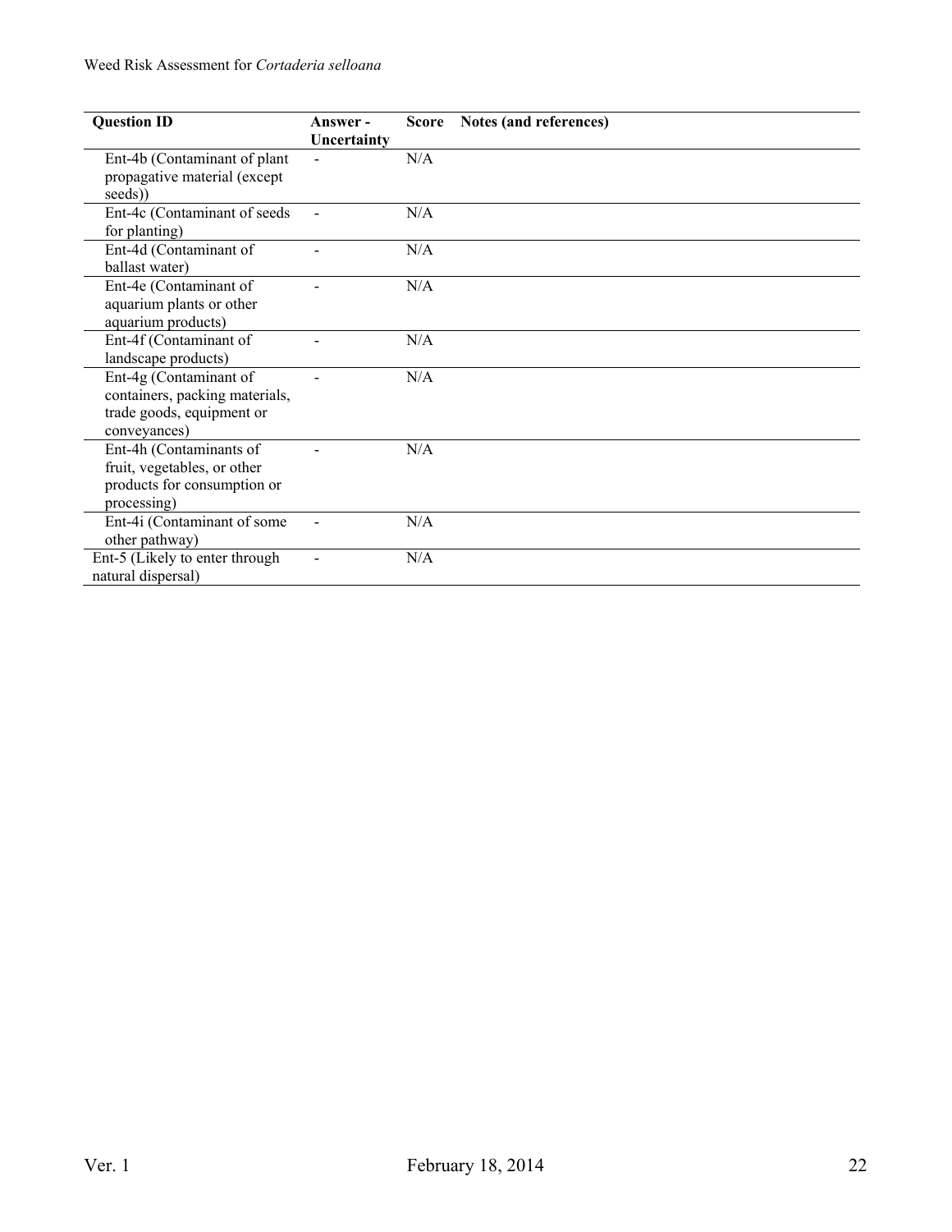| Question ID | Answer - Uncertainty | Score | Notes (and references) |
|---|---|---|---|
| Ent-4b (Contaminant of plant propagative material (except seeds)) | - | N/A | |
| Ent-4c (Contaminant of seeds for planting) | - | N/A | |
| Ent-4d (Contaminant of ballast water) | - | N/A | |
| Ent-4e (Contaminant of aquarium plants or other aquarium products) | - | N/A | |
| Ent-4f (Contaminant of landscape products) | - | N/A | |
| Ent-4g (Contaminant of containers, packing materials, trade goods, equipment or conveyances) | - | N/A | |
| Ent-4h (Contaminants of fruit, vegetables, or other products for consumption or processing) | - | N/A | |
| Ent-4i (Contaminant of some other pathway) | - | N/A | |
| Ent-5 (Likely to enter through natural dispersal) | - | N/A | |